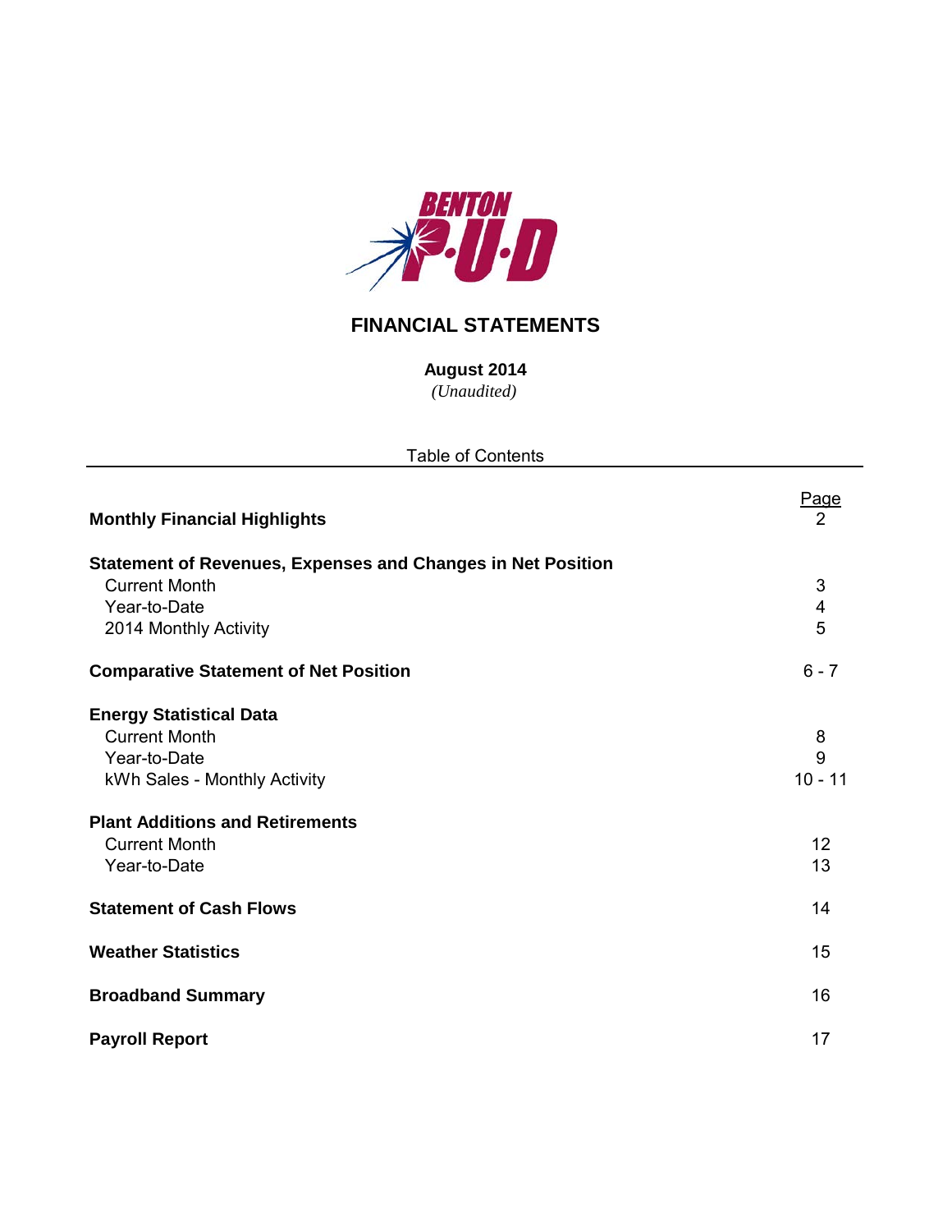BENTON P·U·D

# FINANCIAL STATEMENTS

**August 2014**

*(Unaudited)*

Table of Contents

| | Page |
|---|---|
| **Monthly Financial Highlights** | 2 |
| **Statement of Revenues, Expenses and Changes in Net Position** | |
| Current Month | 3 |
| Year-to-Date | 4 |
| 2014 Monthly Activity | 5 |
| **Comparative Statement of Net Position** | 6 - 7 |
| **Energy Statistical Data** | |
| Current Month | 8 |
| Year-to-Date | 9 |
| kWh Sales - Monthly Activity | 10 - 11 |
| **Plant Additions and Retirements** | |
| Current Month | 12 |
| Year-to-Date | 13 |
| **Statement of Cash Flows** | 14 |
| **Weather Statistics** | 15 |
| **Broadband Summary** | 16 |
| **Payroll Report** | 17 |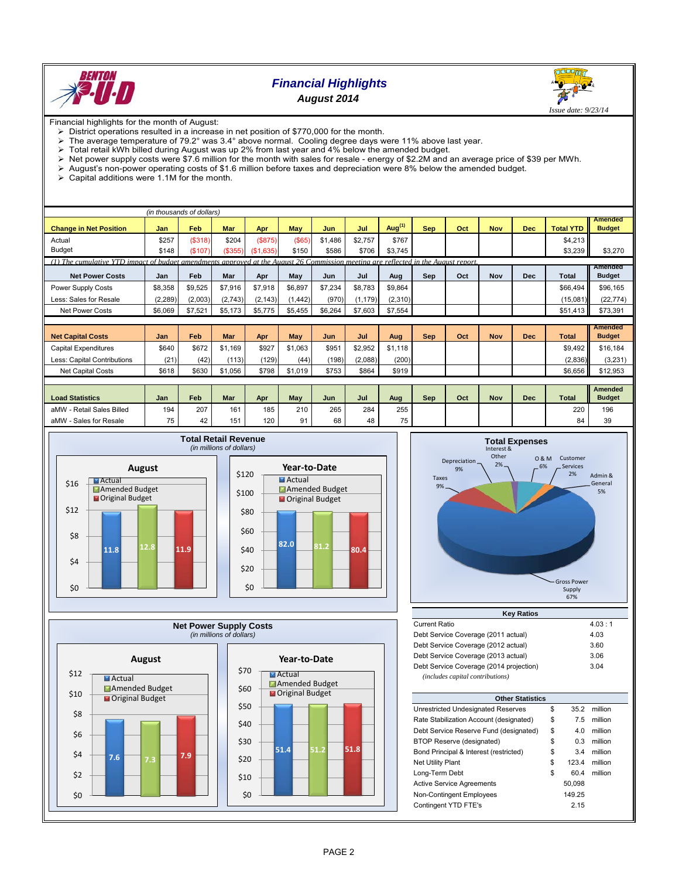# Financial Highlights

## August 2014

*Issue date: 9/23/14*

Financial highlights for the month of August:

- District operations resulted in a increase in net position of $770,000 for the month.
- The average temperature of 79.2° was 3.4° above normal. Cooling degree days were 11% above last year.
- Total retail kWh billed during August was up 2% from last year and 4% below the amended budget.
- Net power supply costs were $7.6 million for the month with sales for resale - energy of $2.2M and an average price of $39 per MWh.
- August's non-power operating costs of $1.6 million before taxes and depreciation were 8% below the amended budget.
- Capital additions were 1.1M for the month.

*(in thousands of dollars)*

| Change in Net Position | Jan | Feb | Mar | Apr | May | Jun | Jul | Aug[1] | Sep | Oct | Nov | Dec | Total YTD | Amended Budget |
|---|---|---|---|---|---|---|---|---|---|---|---|---|---|---|
| Actual | $257 | ($318) | $204 | ($875) | ($65) | $1,486 | $2,757 | $767 | | | | | $4,213 | |
| Budget | $148 | ($107) | ($355) | ($1,635) | $150 | $586 | $706 | $3,745 | | | | | $3,239 | $3,270 |

(1) The cumulative YTD impact of budget amendments approved at the August 26 Commission meeting are reflected in the August report.

| Net Power Costs | Jan | Feb | Mar | Apr | May | Jun | Jul | Aug | Sep | Oct | Nov | Dec | Total | Amended Budget |
|---|---|---|---|---|---|---|---|---|---|---|---|---|---|---|
| Power Supply Costs | $8,358 | $9,525 | $7,916 | $7,918 | $6,897 | $7,234 | $8,783 | $9,864 | | | | | $66,494 | $96,165 |
| Less: Sales for Resale | (2,289) | (2,003) | (2,743) | (2,143) | (1,442) | (970) | (1,179) | (2,310) | | | | | (15,081) | (22,774) |
| Net Power Costs | $6,069 | $7,521 | $5,173 | $5,775 | $5,455 | $6,264 | $7,603 | $7,554 | | | | | $51,413 | $73,391 |

| Net Capital Costs | Jan | Feb | Mar | Apr | May | Jun | Jul | Aug | Sep | Oct | Nov | Dec | Total | Amended Budget |
|---|---|---|---|---|---|---|---|---|---|---|---|---|---|---|
| Capital Expenditures | $640 | $672 | $1,169 | $927 | $1,063 | $951 | $2,952 | $1,118 | | | | | $9,492 | $16,184 |
| Less: Capital Contributions | (21) | (42) | (113) | (129) | (44) | (198) | (2,088) | (200) | | | | | (2,836) | (3,231) |
| Net Capital Costs | $618 | $630 | $1,056 | $798 | $1,019 | $753 | $864 | $919 | | | | | $6,656 | $12,953 |

| Load Statistics | Jan | Feb | Mar | Apr | May | Jun | Jul | Aug | Sep | Oct | Nov | Dec | Total | Amended Budget |
|---|---|---|---|---|---|---|---|---|---|---|---|---|---|---|
| aMW - Retail Sales Billed | 194 | 207 | 161 | 185 | 210 | 265 | 284 | 255 | | | | | 220 | 196 |
| aMW - Sales for Resale | 75 | 42 | 151 | 120 | 91 | 68 | 48 | 75 | | | | | 84 | 39 |

### Total Retail Revenue
*(in millions of dollars)*

| | Actual | Amended Budget | Original Budget |
|---|---|---|---|
| August | 11.8 | 12.8 | 11.9 |
| Year-to-Date | 82.0 | 81.2 | 80.4 |

### Total Expenses

| Category | % |
|---|---|
| Gross Power Supply | 67% |
| Taxes | 9% |
| Depreciation | 9% |
| Interest & Other | 2% |
| O & M | 6% |
| Customer Services | 2% |
| Admin & General | 5% |

### Net Power Supply Costs
*(in millions of dollars)*

| | Actual | Amended Budget | Original Budget |
|---|---|---|---|
| August | 7.6 | 7.3 | 7.9 |
| Year-to-Date | 51.4 | 51.2 | 51.8 |

| Key Ratios | |
|---|---|
| Current Ratio | 4.03 : 1 |
| Debt Service Coverage (2011 actual) | 4.03 |
| Debt Service Coverage (2012 actual) | 3.60 |
| Debt Service Coverage (2013 actual) | 3.06 |
| Debt Service Coverage (2014 projection) | 3.04 |

*(includes capital contributions)*

| Other Statistics | | | |
|---|---|---|---|
| Unrestricted Undesignated Reserves | $ | 35.2 | million |
| Rate Stabilization Account (designated) | $ | 7.5 | million |
| Debt Service Reserve Fund (designated) | $ | 4.0 | million |
| BTOP Reserve (designated) | $ | 0.3 | million |
| Bond Principal & Interest (restricted) | $ | 3.4 | million |
| Net Utility Plant | $ | 123.4 | million |
| Long-Term Debt | $ | 60.4 | million |
| Active Service Agreements | | 50,098 | |
| Non-Contingent Employees | | 149.25 | |
| Contingent YTD FTE's | | 2.15 | |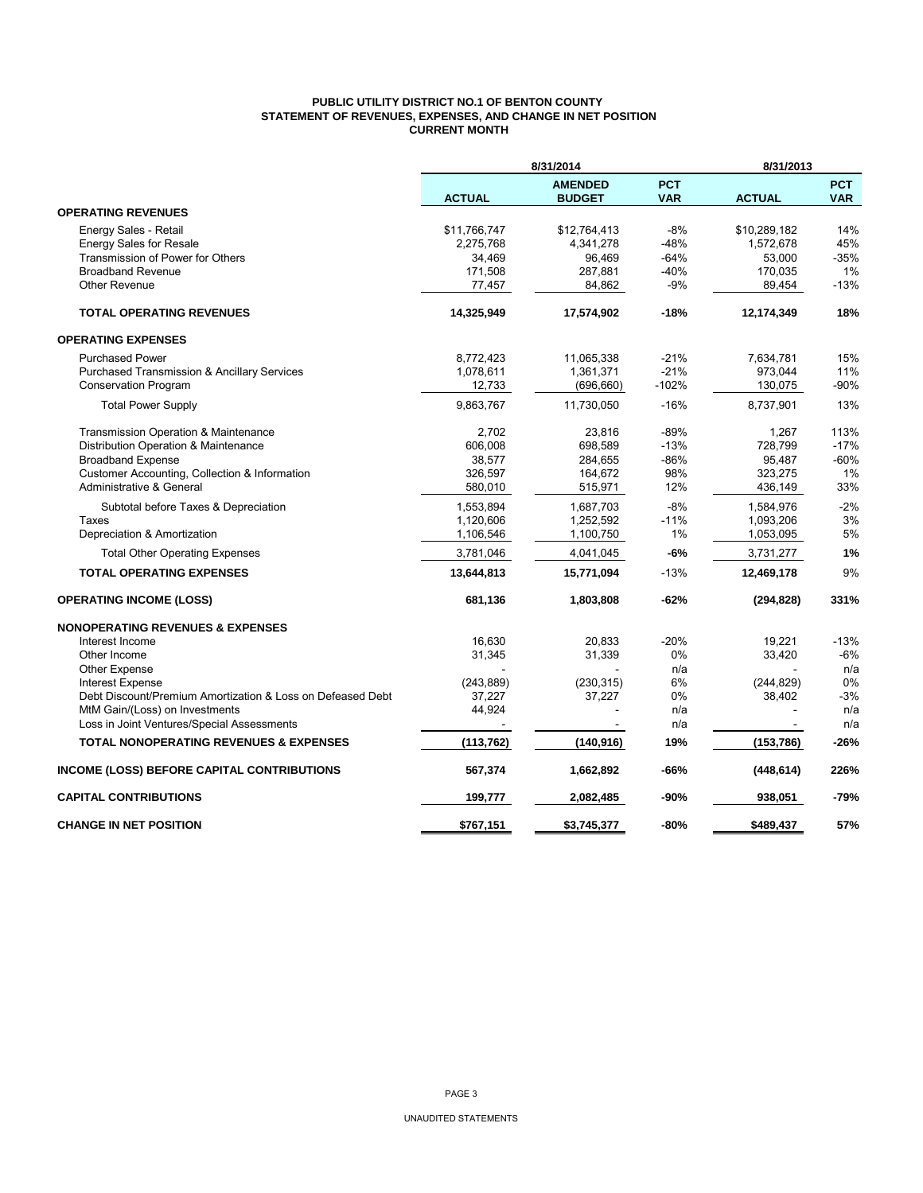# PUBLIC UTILITY DISTRICT NO.1 OF BENTON COUNTY
## STATEMENT OF REVENUES, EXPENSES, AND CHANGE IN NET POSITION
### CURRENT MONTH

| | 8/31/2014 | | | 8/31/2013 | |
|---|---|---|---|---|---|
| | **ACTUAL** | **AMENDED BUDGET** | **PCT VAR** | **ACTUAL** | **PCT VAR** |
| **OPERATING REVENUES** | | | | | |
| Energy Sales - Retail | $11,766,747 | $12,764,413 | -8% | $10,289,182 | 14% |
| Energy Sales for Resale | 2,275,768 | 4,341,278 | -48% | 1,572,678 | 45% |
| Transmission of Power for Others | 34,469 | 96,469 | -64% | 53,000 | -35% |
| Broadband Revenue | 171,508 | 287,881 | -40% | 170,035 | 1% |
| Other Revenue | 77,457 | 84,862 | -9% | 89,454 | -13% |
| **TOTAL OPERATING REVENUES** | **14,325,949** | **17,574,902** | **-18%** | **12,174,349** | **18%** |
| **OPERATING EXPENSES** | | | | | |
| Purchased Power | 8,772,423 | 11,065,338 | -21% | 7,634,781 | 15% |
| Purchased Transmission & Ancillary Services | 1,078,611 | 1,361,371 | -21% | 973,044 | 11% |
| Conservation Program | 12,733 | (696,660) | -102% | 130,075 | -90% |
| Total Power Supply | 9,863,767 | 11,730,050 | -16% | 8,737,901 | 13% |
| Transmission Operation & Maintenance | 2,702 | 23,816 | -89% | 1,267 | 113% |
| Distribution Operation & Maintenance | 606,008 | 698,589 | -13% | 728,799 | -17% |
| Broadband Expense | 38,577 | 284,655 | -86% | 95,487 | -60% |
| Customer Accounting, Collection & Information | 326,597 | 164,672 | 98% | 323,275 | 1% |
| Administrative & General | 580,010 | 515,971 | 12% | 436,149 | 33% |
| Subtotal before Taxes & Depreciation | 1,553,894 | 1,687,703 | -8% | 1,584,976 | -2% |
| Taxes | 1,120,606 | 1,252,592 | -11% | 1,093,206 | 3% |
| Depreciation & Amortization | 1,106,546 | 1,100,750 | 1% | 1,053,095 | 5% |
| Total Other Operating Expenses | 3,781,046 | 4,041,045 | **-6%** | 3,731,277 | **1%** |
| **TOTAL OPERATING EXPENSES** | **13,644,813** | **15,771,094** | -13% | **12,469,178** | 9% |
| **OPERATING INCOME (LOSS)** | **681,136** | **1,803,808** | **-62%** | **(294,828)** | **331%** |
| **NONOPERATING REVENUES & EXPENSES** | | | | | |
| Interest Income | 16,630 | 20,833 | -20% | 19,221 | -13% |
| Other Income | 31,345 | 31,339 | 0% | 33,420 | -6% |
| Other Expense | - | - | n/a | - | n/a |
| Interest Expense | (243,889) | (230,315) | 6% | (244,829) | 0% |
| Debt Discount/Premium Amortization & Loss on Defeased Debt | 37,227 | 37,227 | 0% | 38,402 | -3% |
| MtM Gain/(Loss) on Investments | 44,924 | - | n/a | - | n/a |
| Loss in Joint Ventures/Special Assessments | - | - | n/a | - | n/a |
| **TOTAL NONOPERATING REVENUES & EXPENSES** | **(113,762)** | **(140,916)** | **19%** | **(153,786)** | **-26%** |
| **INCOME (LOSS) BEFORE CAPITAL CONTRIBUTIONS** | **567,374** | **1,662,892** | **-66%** | **(448,614)** | **226%** |
| **CAPITAL CONTRIBUTIONS** | **199,777** | **2,082,485** | **-90%** | **938,051** | **-79%** |
| **CHANGE IN NET POSITION** | **$767,151** | **$3,745,377** | **-80%** | **$489,437** | **57%** |

UNAUDITED STATEMENTS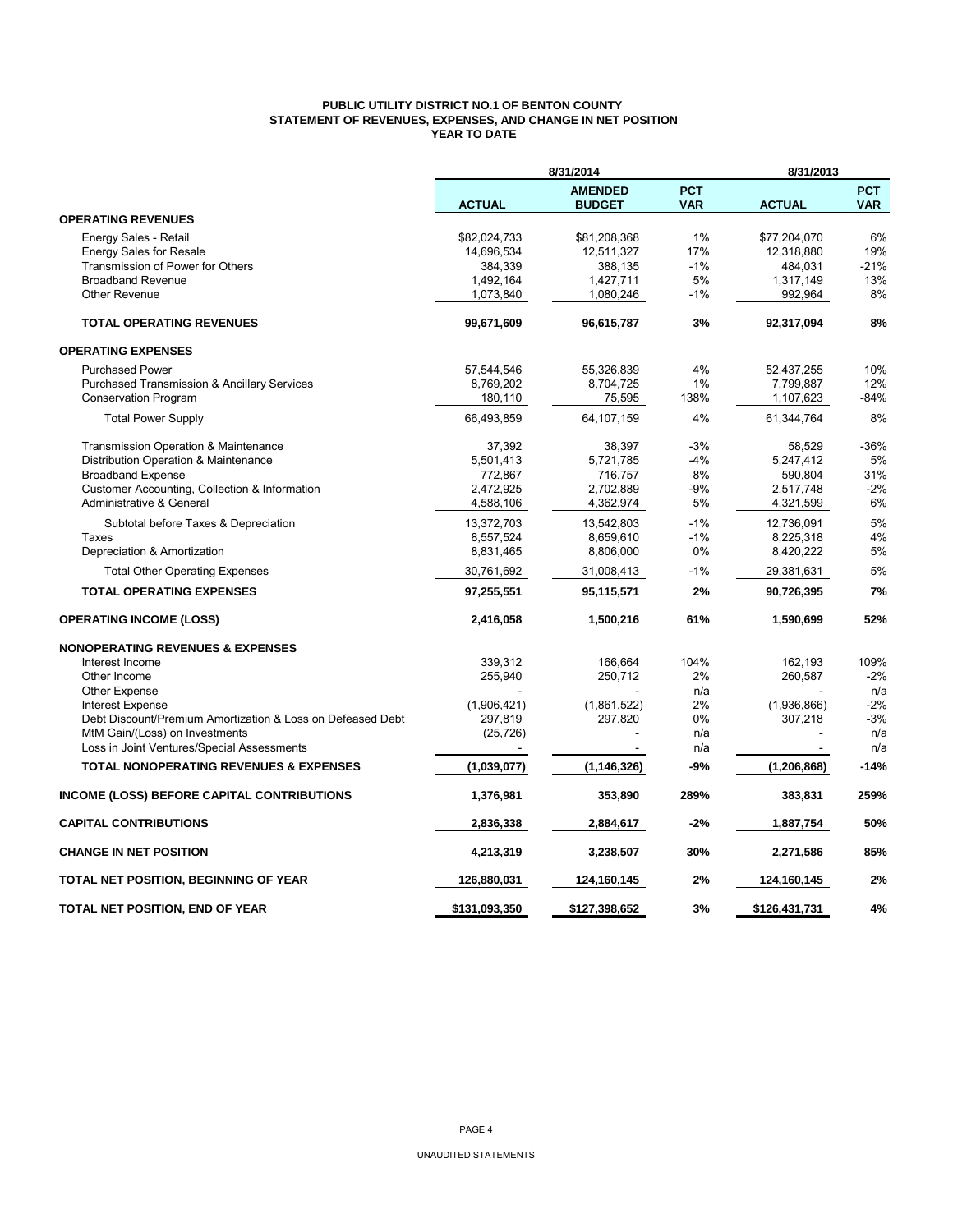# PUBLIC UTILITY DISTRICT NO.1 OF BENTON COUNTY
## STATEMENT OF REVENUES, EXPENSES, AND CHANGE IN NET POSITION
### YEAR TO DATE

| | 8/31/2014 | | | 8/31/2013 | |
|---|---|---|---|---|---|
| | ACTUAL | AMENDED BUDGET | PCT VAR | ACTUAL | PCT VAR |
| **OPERATING REVENUES** | | | | | |
| Energy Sales - Retail | $82,024,733 | $81,208,368 | 1% | $77,204,070 | 6% |
| Energy Sales for Resale | 14,696,534 | 12,511,327 | 17% | 12,318,880 | 19% |
| Transmission of Power for Others | 384,339 | 388,135 | -1% | 484,031 | -21% |
| Broadband Revenue | 1,492,164 | 1,427,711 | 5% | 1,317,149 | 13% |
| Other Revenue | 1,073,840 | 1,080,246 | -1% | 992,964 | 8% |
| **TOTAL OPERATING REVENUES** | **99,671,609** | **96,615,787** | **3%** | **92,317,094** | **8%** |
| **OPERATING EXPENSES** | | | | | |
| Purchased Power | 57,544,546 | 55,326,839 | 4% | 52,437,255 | 10% |
| Purchased Transmission & Ancillary Services | 8,769,202 | 8,704,725 | 1% | 7,799,887 | 12% |
| Conservation Program | 180,110 | 75,595 | 138% | 1,107,623 | -84% |
| Total Power Supply | 66,493,859 | 64,107,159 | 4% | 61,344,764 | 8% |
| Transmission Operation & Maintenance | 37,392 | 38,397 | -3% | 58,529 | -36% |
| Distribution Operation & Maintenance | 5,501,413 | 5,721,785 | -4% | 5,247,412 | 5% |
| Broadband Expense | 772,867 | 716,757 | 8% | 590,804 | 31% |
| Customer Accounting, Collection & Information | 2,472,925 | 2,702,889 | -9% | 2,517,748 | -2% |
| Administrative & General | 4,588,106 | 4,362,974 | 5% | 4,321,599 | 6% |
| Subtotal before Taxes & Depreciation | 13,372,703 | 13,542,803 | -1% | 12,736,091 | 5% |
| Taxes | 8,557,524 | 8,659,610 | -1% | 8,225,318 | 4% |
| Depreciation & Amortization | 8,831,465 | 8,806,000 | 0% | 8,420,222 | 5% |
| Total Other Operating Expenses | 30,761,692 | 31,008,413 | -1% | 29,381,631 | 5% |
| **TOTAL OPERATING EXPENSES** | **97,255,551** | **95,115,571** | **2%** | **90,726,395** | **7%** |
| **OPERATING INCOME (LOSS)** | **2,416,058** | **1,500,216** | **61%** | **1,590,699** | **52%** |
| **NONOPERATING REVENUES & EXPENSES** | | | | | |
| Interest Income | 339,312 | 166,664 | 104% | 162,193 | 109% |
| Other Income | 255,940 | 250,712 | 2% | 260,587 | -2% |
| Other Expense | - | - | n/a | - | n/a |
| Interest Expense | (1,906,421) | (1,861,522) | 2% | (1,936,866) | -2% |
| Debt Discount/Premium Amortization & Loss on Defeased Debt | 297,819 | 297,820 | 0% | 307,218 | -3% |
| MtM Gain/(Loss) on Investments | (25,726) | - | n/a | - | n/a |
| Loss in Joint Ventures/Special Assessments | - | - | n/a | - | n/a |
| **TOTAL NONOPERATING REVENUES & EXPENSES** | **(1,039,077)** | **(1,146,326)** | **-9%** | **(1,206,868)** | **-14%** |
| **INCOME (LOSS) BEFORE CAPITAL CONTRIBUTIONS** | **1,376,981** | **353,890** | **289%** | **383,831** | **259%** |
| **CAPITAL CONTRIBUTIONS** | **2,836,338** | **2,884,617** | **-2%** | **1,887,754** | **50%** |
| **CHANGE IN NET POSITION** | **4,213,319** | **3,238,507** | **30%** | **2,271,586** | **85%** |
| **TOTAL NET POSITION, BEGINNING OF YEAR** | **126,880,031** | **124,160,145** | **2%** | **124,160,145** | **2%** |
| **TOTAL NET POSITION, END OF YEAR** | **$131,093,350** | **$127,398,652** | **3%** | **$126,431,731** | **4%** |

UNAUDITED STATEMENTS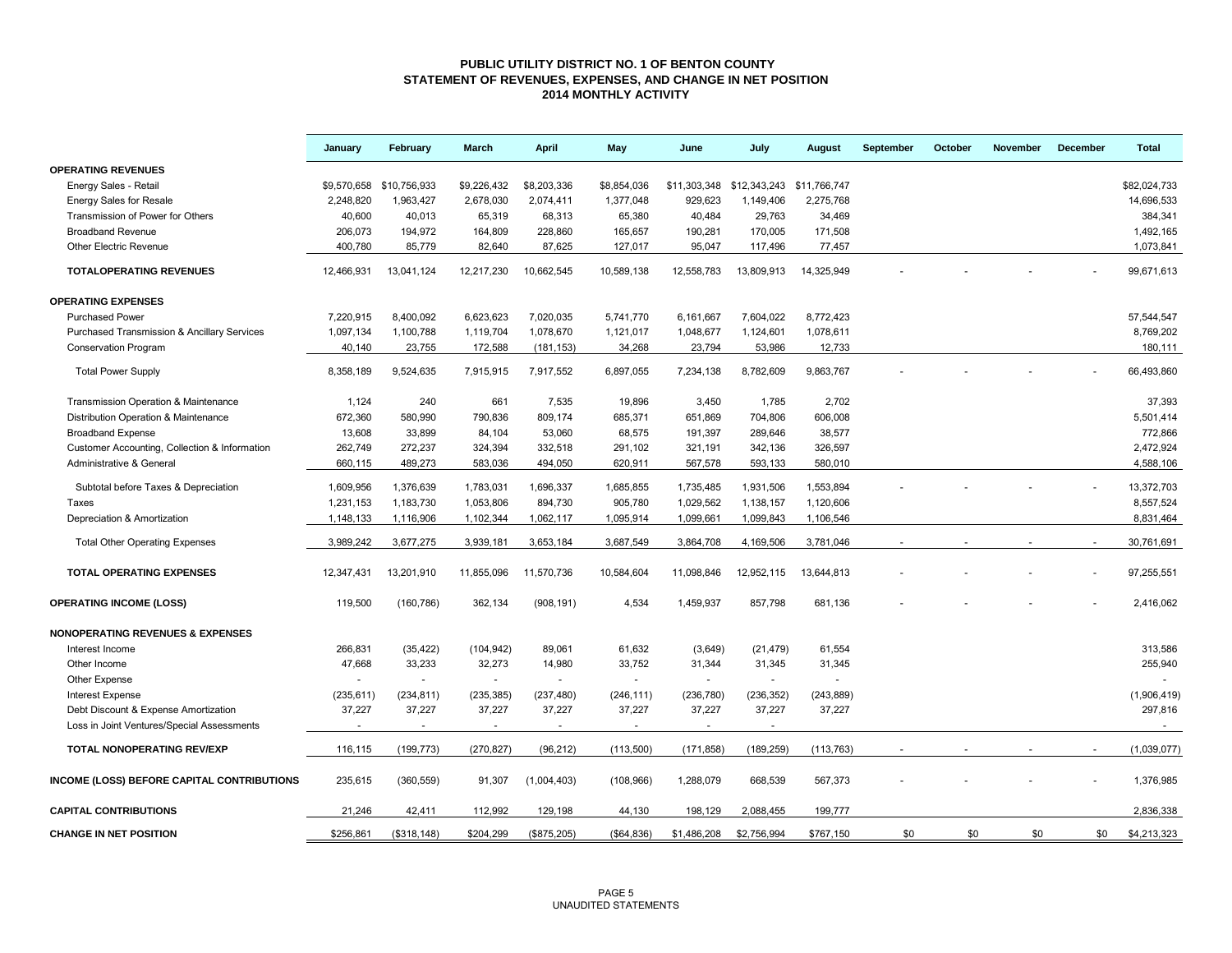# PUBLIC UTILITY DISTRICT NO. 1 OF BENTON COUNTY
## STATEMENT OF REVENUES, EXPENSES, AND CHANGE IN NET POSITION
### 2014 MONTHLY ACTIVITY

| | January | February | March | April | May | June | July | August | September | October | November | December | Total |
|---|---|---|---|---|---|---|---|---|---|---|---|---|---|
| **OPERATING REVENUES** | | | | | | | | | | | | | |
| Energy Sales - Retail | $9,570,658 | $10,756,933 | $9,226,432 | $8,203,336 | $8,854,036 | $11,303,348 | $12,343,243 | $11,766,747 | | | | | $82,024,733 |
| Energy Sales for Resale | 2,248,820 | 1,963,427 | 2,678,030 | 2,074,411 | 1,377,048 | 929,623 | 1,149,406 | 2,275,768 | | | | | 14,696,533 |
| Transmission of Power for Others | 40,600 | 40,013 | 65,319 | 68,313 | 65,380 | 40,484 | 29,763 | 34,469 | | | | | 384,341 |
| Broadband Revenue | 206,073 | 194,972 | 164,809 | 228,860 | 165,657 | 190,281 | 170,005 | 171,508 | | | | | 1,492,165 |
| Other Electric Revenue | 400,780 | 85,779 | 82,640 | 87,625 | 127,017 | 95,047 | 117,496 | 77,457 | | | | | 1,073,841 |
| **TOTALOPERATING REVENUES** | 12,466,931 | 13,041,124 | 12,217,230 | 10,662,545 | 10,589,138 | 12,558,783 | 13,809,913 | 14,325,949 | - | - | - | - | 99,671,613 |
| **OPERATING EXPENSES** | | | | | | | | | | | | | |
| Purchased Power | 7,220,915 | 8,400,092 | 6,623,623 | 7,020,035 | 5,741,770 | 6,161,667 | 7,604,022 | 8,772,423 | | | | | 57,544,547 |
| Purchased Transmission & Ancillary Services | 1,097,134 | 1,100,788 | 1,119,704 | 1,078,670 | 1,121,017 | 1,048,677 | 1,124,601 | 1,078,611 | | | | | 8,769,202 |
| Conservation Program | 40,140 | 23,755 | 172,588 | (181,153) | 34,268 | 23,794 | 53,986 | 12,733 | | | | | 180,111 |
| Total Power Supply | 8,358,189 | 9,524,635 | 7,915,915 | 7,917,552 | 6,897,055 | 7,234,138 | 8,782,609 | 9,863,767 | - | - | - | - | 66,493,860 |
| Transmission Operation & Maintenance | 1,124 | 240 | 661 | 7,535 | 19,896 | 3,450 | 1,785 | 2,702 | | | | | 37,393 |
| Distribution Operation & Maintenance | 672,360 | 580,990 | 790,836 | 809,174 | 685,371 | 651,869 | 704,806 | 606,008 | | | | | 5,501,414 |
| Broadband Expense | 13,608 | 33,899 | 84,104 | 53,060 | 68,575 | 191,397 | 289,646 | 38,577 | | | | | 772,866 |
| Customer Accounting, Collection & Information | 262,749 | 272,237 | 324,394 | 332,518 | 291,102 | 321,191 | 342,136 | 326,597 | | | | | 2,472,924 |
| Administrative & General | 660,115 | 489,273 | 583,036 | 494,050 | 620,911 | 567,578 | 593,133 | 580,010 | | | | | 4,588,106 |
| Subtotal before Taxes & Depreciation | 1,609,956 | 1,376,639 | 1,783,031 | 1,696,337 | 1,685,855 | 1,735,485 | 1,931,506 | 1,553,894 | - | - | - | - | 13,372,703 |
| Taxes | 1,231,153 | 1,183,730 | 1,053,806 | 894,730 | 905,780 | 1,029,562 | 1,138,157 | 1,120,606 | | | | | 8,557,524 |
| Depreciation & Amortization | 1,148,133 | 1,116,906 | 1,102,344 | 1,062,117 | 1,095,914 | 1,099,661 | 1,099,843 | 1,106,546 | | | | | 8,831,464 |
| Total Other Operating Expenses | 3,989,242 | 3,677,275 | 3,939,181 | 3,653,184 | 3,687,549 | 3,864,708 | 4,169,506 | 3,781,046 | - | - | - | - | 30,761,691 |
| **TOTAL OPERATING EXPENSES** | 12,347,431 | 13,201,910 | 11,855,096 | 11,570,736 | 10,584,604 | 11,098,846 | 12,952,115 | 13,644,813 | - | - | - | - | 97,255,551 |
| **OPERATING INCOME (LOSS)** | 119,500 | (160,786) | 362,134 | (908,191) | 4,534 | 1,459,937 | 857,798 | 681,136 | - | - | - | - | 2,416,062 |
| **NONOPERATING REVENUES & EXPENSES** | | | | | | | | | | | | | |
| Interest Income | 266,831 | (35,422) | (104,942) | 89,061 | 61,632 | (3,649) | (21,479) | 61,554 | | | | | 313,586 |
| Other Income | 47,668 | 33,233 | 32,273 | 14,980 | 33,752 | 31,344 | 31,345 | 31,345 | | | | | 255,940 |
| Other Expense | - | - | - | - | - | - | - | - | | | | | - |
| Interest Expense | (235,611) | (234,811) | (235,385) | (237,480) | (246,111) | (236,780) | (236,352) | (243,889) | | | | | (1,906,419) |
| Debt Discount & Expense Amortization | 37,227 | 37,227 | 37,227 | 37,227 | 37,227 | 37,227 | 37,227 | 37,227 | | | | | 297,816 |
| Loss in Joint Ventures/Special Assessments | - | - | - | - | - | - | - | | | | | | - |
| **TOTAL NONOPERATING REV/EXP** | 116,115 | (199,773) | (270,827) | (96,212) | (113,500) | (171,858) | (189,259) | (113,763) | - | - | - | - | (1,039,077) |
| **INCOME (LOSS) BEFORE CAPITAL CONTRIBUTIONS** | 235,615 | (360,559) | 91,307 | (1,004,403) | (108,966) | 1,288,079 | 668,539 | 567,373 | - | - | - | - | 1,376,985 |
| **CAPITAL CONTRIBUTIONS** | 21,246 | 42,411 | 112,992 | 129,198 | 44,130 | 198,129 | 2,088,455 | 199,777 | | | | | 2,836,338 |
| **CHANGE IN NET POSITION** | $256,861 | ($318,148) | $204,299 | ($875,205) | ($64,836) | $1,486,208 | $2,756,994 | $767,150 | $0 | $0 | $0 | $0 | $4,213,323 |

UNAUDITED STATEMENTS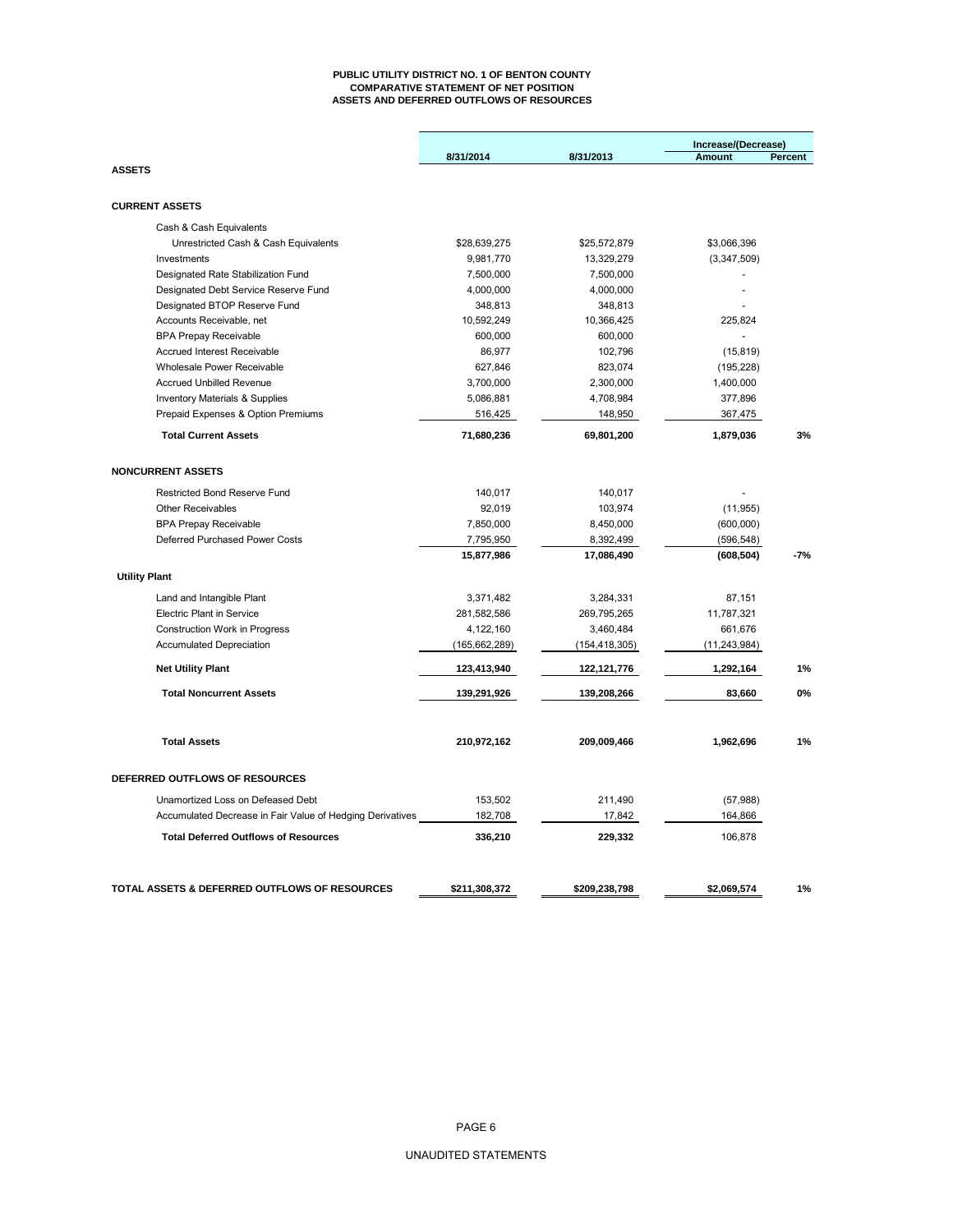**PUBLIC UTILITY DISTRICT NO. 1 OF BENTON COUNTY**
**COMPARATIVE STATEMENT OF NET POSITION**
**ASSETS AND DEFERRED OUTFLOWS OF RESOURCES**

| | 8/31/2014 | 8/31/2013 | Increase/(Decrease) Amount | Percent |
|---|---|---|---|---|
| **ASSETS** | | | | |
| **CURRENT ASSETS** | | | | |
| Cash & Cash Equivalents | | | | |
| Unrestricted Cash & Cash Equivalents | $28,639,275 | $25,572,879 | $3,066,396 | |
| Investments | 9,981,770 | 13,329,279 | (3,347,509) | |
| Designated Rate Stabilization Fund | 7,500,000 | 7,500,000 | - | |
| Designated Debt Service Reserve Fund | 4,000,000 | 4,000,000 | - | |
| Designated BTOP Reserve Fund | 348,813 | 348,813 | - | |
| Accounts Receivable, net | 10,592,249 | 10,366,425 | 225,824 | |
| BPA Prepay Receivable | 600,000 | 600,000 | - | |
| Accrued Interest Receivable | 86,977 | 102,796 | (15,819) | |
| Wholesale Power Receivable | 627,846 | 823,074 | (195,228) | |
| Accrued Unbilled Revenue | 3,700,000 | 2,300,000 | 1,400,000 | |
| Inventory Materials & Supplies | 5,086,881 | 4,708,984 | 377,896 | |
| Prepaid Expenses & Option Premiums | 516,425 | 148,950 | 367,475 | |
| **Total Current Assets** | **71,680,236** | **69,801,200** | **1,879,036** | **3%** |
| **NONCURRENT ASSETS** | | | | |
| Restricted Bond Reserve Fund | 140,017 | 140,017 | - | |
| Other Receivables | 92,019 | 103,974 | (11,955) | |
| BPA Prepay Receivable | 7,850,000 | 8,450,000 | (600,000) | |
| Deferred Purchased Power Costs | 7,795,950 | 8,392,499 | (596,548) | |
| | **15,877,986** | **17,086,490** | **(608,504)** | **-7%** |
| **Utility Plant** | | | | |
| Land and Intangible Plant | 3,371,482 | 3,284,331 | 87,151 | |
| Electric Plant in Service | 281,582,586 | 269,795,265 | 11,787,321 | |
| Construction Work in Progress | 4,122,160 | 3,460,484 | 661,676 | |
| Accumulated Depreciation | (165,662,289) | (154,418,305) | (11,243,984) | |
| **Net Utility Plant** | **123,413,940** | **122,121,776** | **1,292,164** | **1%** |
| **Total Noncurrent Assets** | **139,291,926** | **139,208,266** | **83,660** | **0%** |
| **Total Assets** | **210,972,162** | **209,009,466** | **1,962,696** | **1%** |
| **DEFERRED OUTFLOWS OF RESOURCES** | | | | |
| Unamortized Loss on Defeased Debt | 153,502 | 211,490 | (57,988) | |
| Accumulated Decrease in Fair Value of Hedging Derivatives | 182,708 | 17,842 | 164,866 | |
| **Total Deferred Outflows of Resources** | **336,210** | **229,332** | 106,878 | |
| **TOTAL ASSETS & DEFERRED OUTFLOWS OF RESOURCES** | **$211,308,372** | **$209,238,798** | **$2,069,574** | **1%** |

UNAUDITED STATEMENTS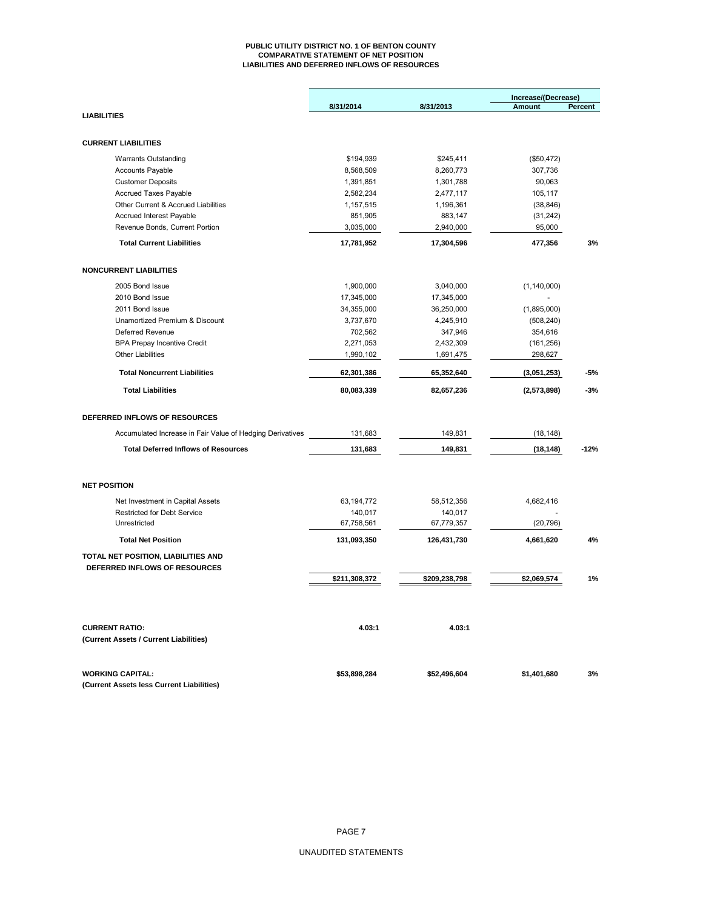# PUBLIC UTILITY DISTRICT NO. 1 OF BENTON COUNTY
## COMPARATIVE STATEMENT OF NET POSITION
## LIABILITIES AND DEFERRED INFLOWS OF RESOURCES

| | 8/31/2014 | 8/31/2013 | Increase/(Decrease) Amount | Percent |
|---|---|---|---|---|
| **LIABILITIES** | | | | |
| **CURRENT LIABILITIES** | | | | |
| Warrants Outstanding | $194,939 | $245,411 | ($50,472) | |
| Accounts Payable | 8,568,509 | 8,260,773 | 307,736 | |
| Customer Deposits | 1,391,851 | 1,301,788 | 90,063 | |
| Accrued Taxes Payable | 2,582,234 | 2,477,117 | 105,117 | |
| Other Current & Accrued Liabilities | 1,157,515 | 1,196,361 | (38,846) | |
| Accrued Interest Payable | 851,905 | 883,147 | (31,242) | |
| Revenue Bonds, Current Portion | 3,035,000 | 2,940,000 | 95,000 | |
| **Total Current Liabilities** | **17,781,952** | **17,304,596** | **477,356** | **3%** |
| **NONCURRENT LIABILITIES** | | | | |
| 2005 Bond Issue | 1,900,000 | 3,040,000 | (1,140,000) | |
| 2010 Bond Issue | 17,345,000 | 17,345,000 | - | |
| 2011 Bond Issue | 34,355,000 | 36,250,000 | (1,895,000) | |
| Unamortized Premium & Discount | 3,737,670 | 4,245,910 | (508,240) | |
| Deferred Revenue | 702,562 | 347,946 | 354,616 | |
| BPA Prepay Incentive Credit | 2,271,053 | 2,432,309 | (161,256) | |
| Other Liabilities | 1,990,102 | 1,691,475 | 298,627 | |
| **Total Noncurrent Liabilities** | **62,301,386** | **65,352,640** | **(3,051,253)** | **-5%** |
| **Total Liabilities** | **80,083,339** | **82,657,236** | **(2,573,898)** | **-3%** |
| **DEFERRED INFLOWS OF RESOURCES** | | | | |
| Accumulated Increase in Fair Value of Hedging Derivatives | 131,683 | 149,831 | (18,148) | |
| **Total Deferred Inflows of Resources** | **131,683** | **149,831** | **(18,148)** | **-12%** |
| **NET POSITION** | | | | |
| Net Investment in Capital Assets | 63,194,772 | 58,512,356 | 4,682,416 | |
| Restricted for Debt Service | 140,017 | 140,017 | - | |
| Unrestricted | 67,758,561 | 67,779,357 | (20,796) | |
| **Total Net Position** | **131,093,350** | **126,431,730** | **4,661,620** | **4%** |
| **TOTAL NET POSITION, LIABILITIES AND DEFERRED INFLOWS OF RESOURCES** | **$211,308,372** | **$209,238,798** | **$2,069,574** | **1%** |
| **CURRENT RATIO:** (Current Assets / Current Liabilities) | **4.03:1** | **4.03:1** | | |
| **WORKING CAPITAL:** (Current Assets less Current Liabilities) | **$53,898,284** | **$52,496,604** | **$1,401,680** | **3%** |

UNAUDITED STATEMENTS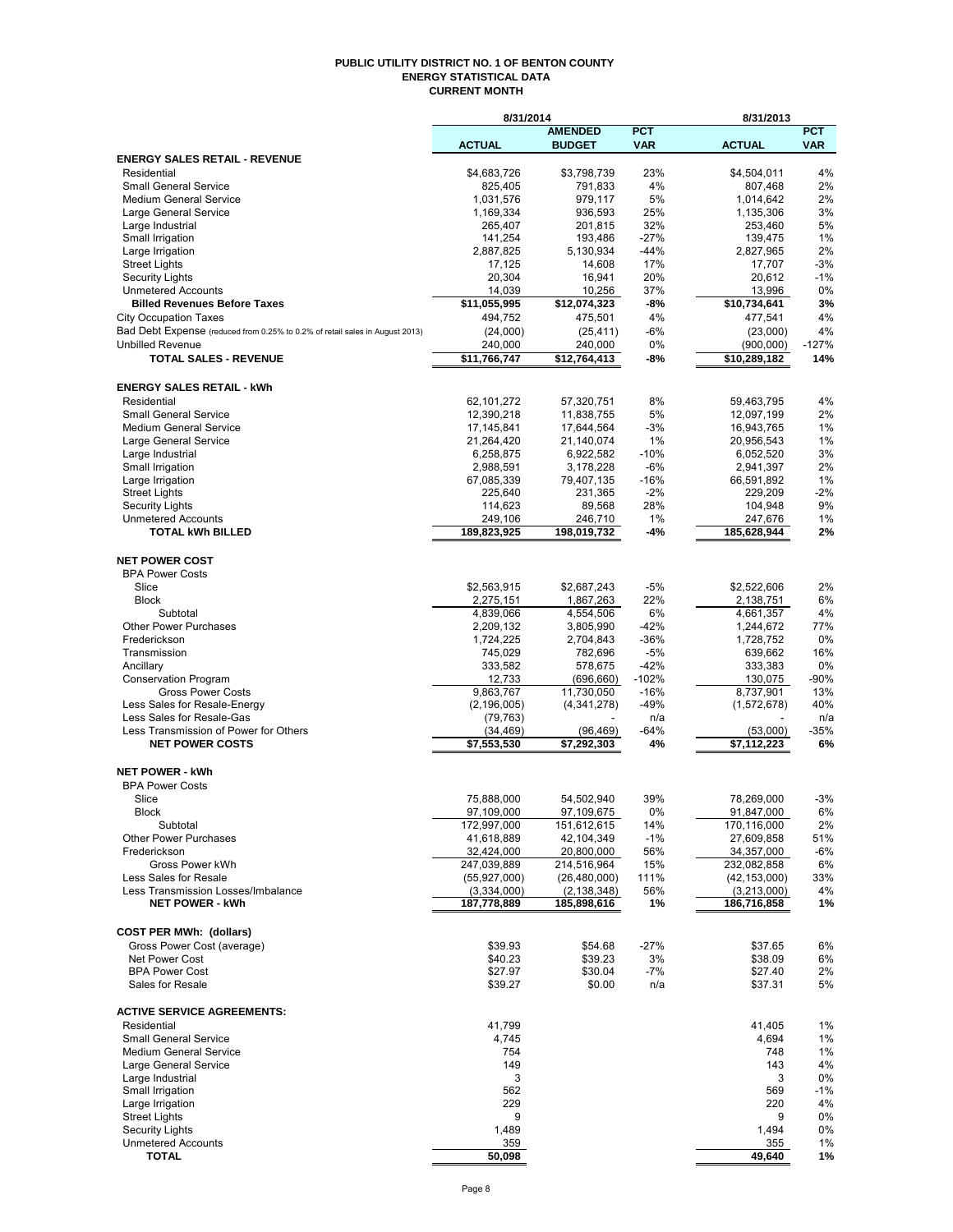# PUBLIC UTILITY DISTRICT NO. 1 OF BENTON COUNTY
## ENERGY STATISTICAL DATA
### CURRENT MONTH

| | 8/31/2014 | | | 8/31/2013 | |
|---|---|---|---|---|---|
| | **ACTUAL** | **AMENDED BUDGET** | **PCT VAR** | **ACTUAL** | **PCT VAR** |
| **ENERGY SALES RETAIL - REVENUE** | | | | | |
| Residential | $4,683,726 | $3,798,739 | 23% | $4,504,011 | 4% |
| Small General Service | 825,405 | 791,833 | 4% | 807,468 | 2% |
| Medium General Service | 1,031,576 | 979,117 | 5% | 1,014,642 | 2% |
| Large General Service | 1,169,334 | 936,593 | 25% | 1,135,306 | 3% |
| Large Industrial | 265,407 | 201,815 | 32% | 253,460 | 5% |
| Small Irrigation | 141,254 | 193,486 | -27% | 139,475 | 1% |
| Large Irrigation | 2,887,825 | 5,130,934 | -44% | 2,827,965 | 2% |
| Street Lights | 17,125 | 14,608 | 17% | 17,707 | -3% |
| Security Lights | 20,304 | 16,941 | 20% | 20,612 | -1% |
| Unmetered Accounts | 14,039 | 10,256 | 37% | 13,996 | 0% |
| **Billed Revenues Before Taxes** | **$11,055,995** | **$12,074,323** | **-8%** | **$10,734,641** | **3%** |
| City Occupation Taxes | 494,752 | 475,501 | 4% | 477,541 | 4% |
| Bad Debt Expense (reduced from 0.25% to 0.2% of retail sales in August 2013) | (24,000) | (25,411) | -6% | (23,000) | 4% |
| Unbilled Revenue | 240,000 | 240,000 | 0% | (900,000) | -127% |
| **TOTAL SALES - REVENUE** | **$11,766,747** | **$12,764,413** | **-8%** | **$10,289,182** | **14%** |
| **ENERGY SALES RETAIL - kWh** | | | | | |
| Residential | 62,101,272 | 57,320,751 | 8% | 59,463,795 | 4% |
| Small General Service | 12,390,218 | 11,838,755 | 5% | 12,097,199 | 2% |
| Medium General Service | 17,145,841 | 17,644,564 | -3% | 16,943,765 | 1% |
| Large General Service | 21,264,420 | 21,140,074 | 1% | 20,956,543 | 1% |
| Large Industrial | 6,258,875 | 6,922,582 | -10% | 6,052,520 | 3% |
| Small Irrigation | 2,988,591 | 3,178,228 | -6% | 2,941,397 | 2% |
| Large Irrigation | 67,085,339 | 79,407,135 | -16% | 66,591,892 | 1% |
| Street Lights | 225,640 | 231,365 | -2% | 229,209 | -2% |
| Security Lights | 114,623 | 89,568 | 28% | 104,948 | 9% |
| Unmetered Accounts | 249,106 | 246,710 | 1% | 247,676 | 1% |
| **TOTAL kWh BILLED** | **189,823,925** | **198,019,732** | **-4%** | **185,628,944** | **2%** |
| **NET POWER COST** | | | | | |
| BPA Power Costs | | | | | |
| Slice | $2,563,915 | $2,687,243 | -5% | $2,522,606 | 2% |
| Block | 2,275,151 | 1,867,263 | 22% | 2,138,751 | 6% |
| Subtotal | 4,839,066 | 4,554,506 | 6% | 4,661,357 | 4% |
| Other Power Purchases | 2,209,132 | 3,805,990 | -42% | 1,244,672 | 77% |
| Frederickson | 1,724,225 | 2,704,843 | -36% | 1,728,752 | 0% |
| Transmission | 745,029 | 782,696 | -5% | 639,662 | 16% |
| Ancillary | 333,582 | 578,675 | -42% | 333,383 | 0% |
| Conservation Program | 12,733 | (696,660) | -102% | 130,075 | -90% |
| Gross Power Costs | 9,863,767 | 11,730,050 | -16% | 8,737,901 | 13% |
| Less Sales for Resale-Energy | (2,196,005) | (4,341,278) | -49% | (1,572,678) | 40% |
| Less Sales for Resale-Gas | (79,763) | - | n/a | - | n/a |
| Less Transmission of Power for Others | (34,469) | (96,469) | -64% | (53,000) | -35% |
| **NET POWER COSTS** | **$7,553,530** | **$7,292,303** | **4%** | **$7,112,223** | **6%** |
| **NET POWER - kWh** | | | | | |
| BPA Power Costs | | | | | |
| Slice | 75,888,000 | 54,502,940 | 39% | 78,269,000 | -3% |
| Block | 97,109,000 | 97,109,675 | 0% | 91,847,000 | 6% |
| Subtotal | 172,997,000 | 151,612,615 | 14% | 170,116,000 | 2% |
| Other Power Purchases | 41,618,889 | 42,104,349 | -1% | 27,609,858 | 51% |
| Frederickson | 32,424,000 | 20,800,000 | 56% | 34,357,000 | -6% |
| Gross Power kWh | 247,039,889 | 214,516,964 | 15% | 232,082,858 | 6% |
| Less Sales for Resale | (55,927,000) | (26,480,000) | 111% | (42,153,000) | 33% |
| Less Transmission Losses/Imbalance | (3,334,000) | (2,138,348) | 56% | (3,213,000) | 4% |
| **NET POWER - kWh** | **187,778,889** | **185,898,616** | **1%** | **186,716,858** | **1%** |
| **COST PER MWh: (dollars)** | | | | | |
| Gross Power Cost (average) | $39.93 | $54.68 | -27% | $37.65 | 6% |
| Net Power Cost | $40.23 | $39.23 | 3% | $38.09 | 6% |
| BPA Power Cost | $27.97 | $30.04 | -7% | $27.40 | 2% |
| Sales for Resale | $39.27 | $0.00 | n/a | $37.31 | 5% |
| **ACTIVE SERVICE AGREEMENTS:** | | | | | |
| Residential | 41,799 | | | 41,405 | 1% |
| Small General Service | 4,745 | | | 4,694 | 1% |
| Medium General Service | 754 | | | 748 | 1% |
| Large General Service | 149 | | | 143 | 4% |
| Large Industrial | 3 | | | 3 | 0% |
| Small Irrigation | 562 | | | 569 | -1% |
| Large Irrigation | 229 | | | 220 | 4% |
| Street Lights | 9 | | | 9 | 0% |
| Security Lights | 1,489 | | | 1,494 | 0% |
| Unmetered Accounts | 359 | | | 355 | 1% |
| **TOTAL** | **50,098** | | | **49,640** | **1%** |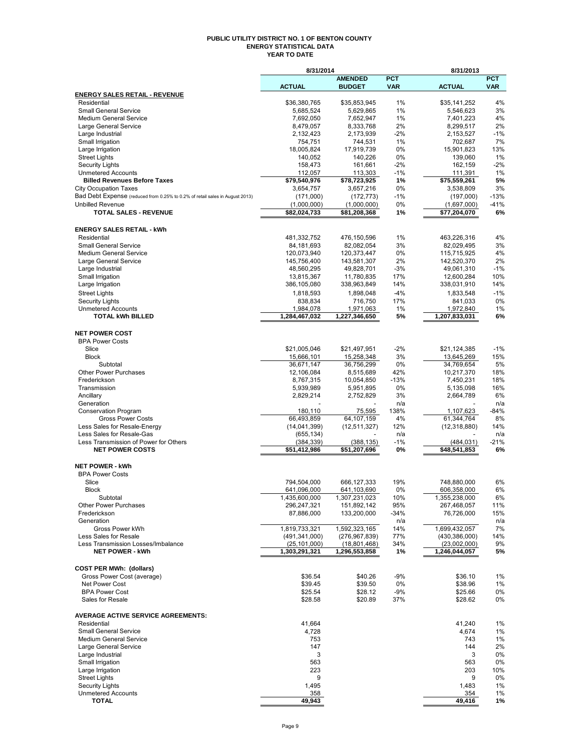# PUBLIC UTILITY DISTRICT NO. 1 OF BENTON COUNTY
## ENERGY STATISTICAL DATA
### YEAR TO DATE

| | 8/31/2014 | | | 8/31/2013 | |
|---|---|---|---|---|---|
| | ACTUAL | AMENDED BUDGET | PCT VAR | ACTUAL | PCT VAR |
| **ENERGY SALES RETAIL - REVENUE** | | | | | |
| Residential | $36,380,765 | $35,853,945 | 1% | $35,141,252 | 4% |
| Small General Service | 5,685,524 | 5,629,865 | 1% | 5,546,623 | 3% |
| Medium General Service | 7,692,050 | 7,652,947 | 1% | 7,401,223 | 4% |
| Large General Service | 8,479,057 | 8,333,768 | 2% | 8,299,517 | 2% |
| Large Industrial | 2,132,423 | 2,173,939 | -2% | 2,153,527 | -1% |
| Small Irrigation | 754,751 | 744,531 | 1% | 702,687 | 7% |
| Large Irrigation | 18,005,824 | 17,919,739 | 0% | 15,901,823 | 13% |
| Street Lights | 140,052 | 140,226 | 0% | 139,060 | 1% |
| Security Lights | 158,473 | 161,661 | -2% | 162,159 | -2% |
| Unmetered Accounts | 112,057 | 113,303 | -1% | 111,391 | 1% |
| **Billed Revenues Before Taxes** | **$79,540,976** | **$78,723,925** | **1%** | **$75,559,261** | **5%** |
| City Occupation Taxes | 3,654,757 | 3,657,216 | 0% | 3,538,809 | 3% |
| Bad Debt Expense (reduced from 0.25% to 0.2% of retail sales in August 2013) | (171,000) | (172,773) | -1% | (197,000) | -13% |
| Unbilled Revenue | (1,000,000) | (1,000,000) | 0% | (1,697,000) | -41% |
| **TOTAL SALES - REVENUE** | **$82,024,733** | **$81,208,368** | **1%** | **$77,204,070** | **6%** |
| | | | | | |
| **ENERGY SALES RETAIL - kWh** | | | | | |
| Residential | 481,332,752 | 476,150,596 | 1% | 463,226,316 | 4% |
| Small General Service | 84,181,693 | 82,082,054 | 3% | 82,029,495 | 3% |
| Medium General Service | 120,073,940 | 120,373,447 | 0% | 115,715,925 | 4% |
| Large General Service | 145,756,400 | 143,581,307 | 2% | 142,520,370 | 2% |
| Large Industrial | 48,560,295 | 49,828,701 | -3% | 49,061,310 | -1% |
| Small Irrigation | 13,815,367 | 11,780,835 | 17% | 12,600,284 | 10% |
| Large Irrigation | 386,105,080 | 338,963,849 | 14% | 338,031,910 | 14% |
| Street Lights | 1,818,593 | 1,898,048 | -4% | 1,833,548 | -1% |
| Security Lights | 838,834 | 716,750 | 17% | 841,033 | 0% |
| Unmetered Accounts | 1,984,078 | 1,971,063 | 1% | 1,972,840 | 1% |
| **TOTAL kWh BILLED** | **1,284,467,032** | **1,227,346,650** | **5%** | **1,207,833,031** | **6%** |
| | | | | | |
| **NET POWER COST** | | | | | |
| BPA Power Costs | | | | | |
| Slice | $21,005,046 | $21,497,951 | -2% | $21,124,385 | -1% |
| Block | 15,666,101 | 15,258,348 | 3% | 13,645,269 | 15% |
| Subtotal | 36,671,147 | 36,756,299 | 0% | 34,769,654 | 5% |
| Other Power Purchases | 12,106,084 | 8,515,689 | 42% | 10,217,370 | 18% |
| Frederickson | 8,767,315 | 10,054,850 | -13% | 7,450,231 | 18% |
| Transmission | 5,939,989 | 5,951,895 | 0% | 5,135,098 | 16% |
| Ancillary | 2,829,214 | 2,752,829 | 3% | 2,664,789 | 6% |
| Generation | - | - | n/a | - | n/a |
| Conservation Program | 180,110 | 75,595 | 138% | 1,107,623 | -84% |
| Gross Power Costs | 66,493,859 | 64,107,159 | 4% | 61,344,764 | 8% |
| Less Sales for Resale-Energy | (14,041,399) | (12,511,327) | 12% | (12,318,880) | 14% |
| Less Sales for Resale-Gas | (655,134) | - | n/a | - | n/a |
| Less Transmission of Power for Others | (384,339) | (388,135) | -1% | (484,031) | -21% |
| **NET POWER COSTS** | **$51,412,986** | **$51,207,696** | **0%** | **$48,541,853** | **6%** |
| | | | | | |
| **NET POWER - kWh** | | | | | |
| BPA Power Costs | | | | | |
| Slice | 794,504,000 | 666,127,333 | 19% | 748,880,000 | 6% |
| Block | 641,096,000 | 641,103,690 | 0% | 606,358,000 | 6% |
| Subtotal | 1,435,600,000 | 1,307,231,023 | 10% | 1,355,238,000 | 6% |
| Other Power Purchases | 296,247,321 | 151,892,142 | 95% | 267,468,057 | 11% |
| Frederickson | 87,886,000 | 133,200,000 | -34% | 76,726,000 | 15% |
| Generation | | | n/a | | n/a |
| Gross Power kWh | 1,819,733,321 | 1,592,323,165 | 14% | 1,699,432,057 | 7% |
| Less Sales for Resale | (491,341,000) | (276,967,839) | 77% | (430,386,000) | 14% |
| Less Transmission Losses/Imbalance | (25,101,000) | (18,801,468) | 34% | (23,002,000) | 9% |
| **NET POWER - kWh** | **1,303,291,321** | **1,296,553,858** | **1%** | **1,246,044,057** | **5%** |
| | | | | | |
| **COST PER MWh: (dollars)** | | | | | |
| Gross Power Cost (average) | $36.54 | $40.26 | -9% | $36.10 | 1% |
| Net Power Cost | $39.45 | $39.50 | 0% | $38.96 | 1% |
| BPA Power Cost | $25.54 | $28.12 | -9% | $25.66 | 0% |
| Sales for Resale | $28.58 | $20.89 | 37% | $28.62 | 0% |
| | | | | | |
| **AVERAGE ACTIVE SERVICE AGREEMENTS:** | | | | | |
| Residential | 41,664 | | | 41,240 | 1% |
| Small General Service | 4,728 | | | 4,674 | 1% |
| Medium General Service | 753 | | | 743 | 1% |
| Large General Service | 147 | | | 144 | 2% |
| Large Industrial | 3 | | | 3 | 0% |
| Small Irrigation | 563 | | | 563 | 0% |
| Large Irrigation | 223 | | | 203 | 10% |
| Street Lights | 9 | | | 9 | 0% |
| Security Lights | 1,495 | | | 1,483 | 1% |
| Unmetered Accounts | 358 | | | 354 | 1% |
| **TOTAL** | **49,943** | | | **49,416** | **1%** |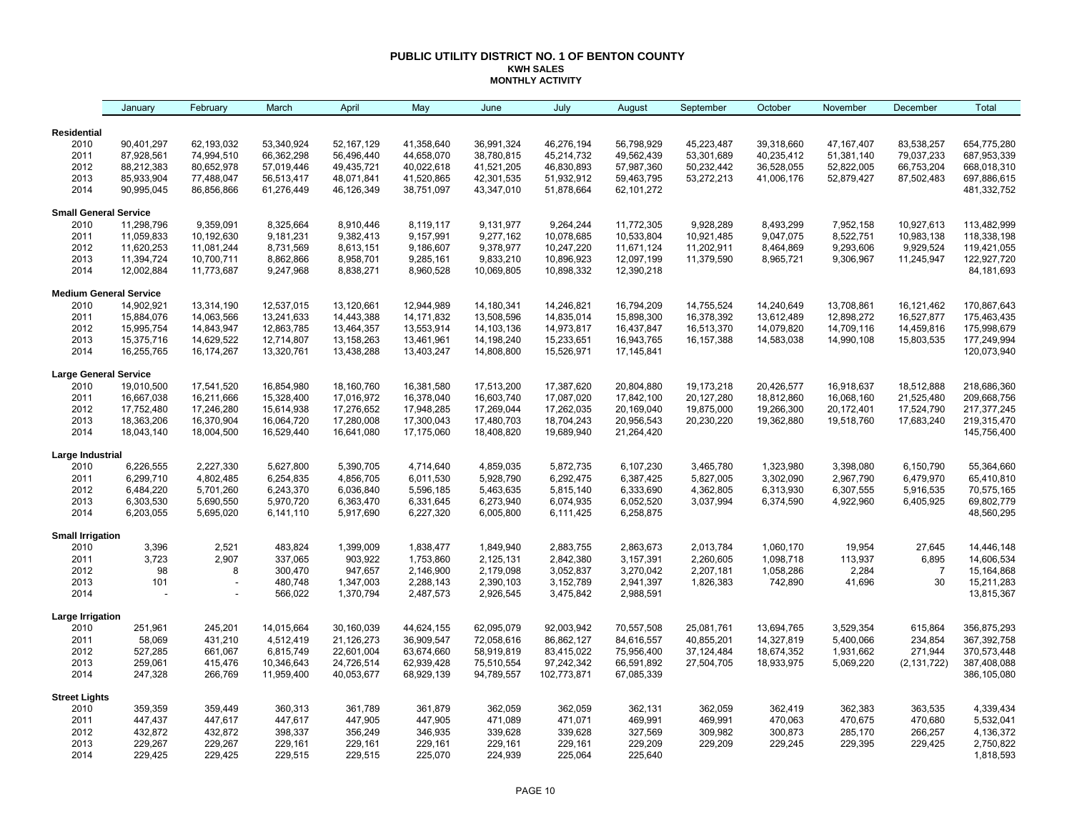# PUBLIC UTILITY DISTRICT NO. 1 OF BENTON COUNTY

## KWH SALES

### MONTHLY ACTIVITY

| | January | February | March | April | May | June | July | August | September | October | November | December | Total |
|---|---|---|---|---|---|---|---|---|---|---|---|---|---|
| **Residential** | | | | | | | | | | | | | |
| 2010 | 90,401,297 | 62,193,032 | 53,340,924 | 52,167,129 | 41,358,640 | 36,991,324 | 46,276,194 | 56,798,929 | 45,223,487 | 39,318,660 | 47,167,407 | 83,538,257 | 654,775,280 |
| 2011 | 87,928,561 | 74,994,510 | 66,362,298 | 56,496,440 | 44,658,070 | 38,780,815 | 45,214,732 | 49,562,439 | 53,301,689 | 40,235,412 | 51,381,140 | 79,037,233 | 687,953,339 |
| 2012 | 88,212,383 | 80,652,978 | 57,019,446 | 49,435,721 | 40,022,618 | 41,521,205 | 46,830,893 | 57,987,360 | 50,232,442 | 36,528,055 | 52,822,005 | 66,753,204 | 668,018,310 |
| 2013 | 85,933,904 | 77,488,047 | 56,513,417 | 48,071,841 | 41,520,865 | 42,301,535 | 51,932,912 | 59,463,795 | 53,272,213 | 41,006,176 | 52,879,427 | 87,502,483 | 697,886,615 |
| 2014 | 90,995,045 | 86,856,866 | 61,276,449 | 46,126,349 | 38,751,097 | 43,347,010 | 51,878,664 | 62,101,272 | | | | | 481,332,752 |
| **Small General Service** | | | | | | | | | | | | | |
| 2010 | 11,298,796 | 9,359,091 | 8,325,664 | 8,910,446 | 8,119,117 | 9,131,977 | 9,264,244 | 11,772,305 | 9,928,289 | 8,493,299 | 7,952,158 | 10,927,613 | 113,482,999 |
| 2011 | 11,059,833 | 10,192,630 | 9,181,231 | 9,382,413 | 9,157,991 | 9,277,162 | 10,078,685 | 10,533,804 | 10,921,485 | 9,047,075 | 8,522,751 | 10,983,138 | 118,338,198 |
| 2012 | 11,620,253 | 11,081,244 | 8,731,569 | 8,613,151 | 9,186,607 | 9,378,977 | 10,247,220 | 11,671,124 | 11,202,911 | 8,464,869 | 9,293,606 | 9,929,524 | 119,421,055 |
| 2013 | 11,394,724 | 10,700,711 | 8,862,866 | 8,958,701 | 9,285,161 | 9,833,210 | 10,896,923 | 12,097,199 | 11,379,590 | 8,965,721 | 9,306,967 | 11,245,947 | 122,927,720 |
| 2014 | 12,002,884 | 11,773,687 | 9,247,968 | 8,838,271 | 8,960,528 | 10,069,805 | 10,898,332 | 12,390,218 | | | | | 84,181,693 |
| **Medium General Service** | | | | | | | | | | | | | |
| 2010 | 14,902,921 | 13,314,190 | 12,537,015 | 13,120,661 | 12,944,989 | 14,180,341 | 14,246,821 | 16,794,209 | 14,755,524 | 14,240,649 | 13,708,861 | 16,121,462 | 170,867,643 |
| 2011 | 15,884,076 | 14,063,566 | 13,241,633 | 14,443,388 | 14,171,832 | 13,508,596 | 14,835,014 | 15,898,300 | 16,378,392 | 13,612,489 | 12,898,272 | 16,527,877 | 175,463,435 |
| 2012 | 15,995,754 | 14,843,947 | 12,863,785 | 13,464,357 | 13,553,914 | 14,103,136 | 14,973,817 | 16,437,847 | 16,513,370 | 14,079,820 | 14,709,116 | 14,459,816 | 175,998,679 |
| 2013 | 15,375,716 | 14,629,522 | 12,714,807 | 13,158,263 | 13,461,961 | 14,198,240 | 15,233,651 | 16,943,765 | 16,157,388 | 14,583,038 | 14,990,108 | 15,803,535 | 177,249,994 |
| 2014 | 16,255,765 | 16,174,267 | 13,320,761 | 13,438,288 | 13,403,247 | 14,808,800 | 15,526,971 | 17,145,841 | | | | | 120,073,940 |
| **Large General Service** | | | | | | | | | | | | | |
| 2010 | 19,010,500 | 17,541,520 | 16,854,980 | 18,160,760 | 16,381,580 | 17,513,200 | 17,387,620 | 20,804,880 | 19,173,218 | 20,426,577 | 16,918,637 | 18,512,888 | 218,686,360 |
| 2011 | 16,667,038 | 16,211,666 | 15,328,400 | 17,016,972 | 16,378,040 | 16,603,740 | 17,087,020 | 17,842,100 | 20,127,280 | 18,812,860 | 16,068,160 | 21,525,480 | 209,668,756 |
| 2012 | 17,752,480 | 17,246,280 | 15,614,938 | 17,276,652 | 17,948,285 | 17,269,044 | 17,262,035 | 20,169,040 | 19,875,000 | 19,266,300 | 20,172,401 | 17,524,790 | 217,377,245 |
| 2013 | 18,363,206 | 16,370,904 | 16,064,720 | 17,280,008 | 17,300,043 | 17,480,703 | 18,704,243 | 20,956,543 | 20,230,220 | 19,362,880 | 19,518,760 | 17,683,240 | 219,315,470 |
| 2014 | 18,043,140 | 18,004,500 | 16,529,440 | 16,641,080 | 17,175,060 | 18,408,820 | 19,689,940 | 21,264,420 | | | | | 145,756,400 |
| **Large Industrial** | | | | | | | | | | | | | |
| 2010 | 6,226,555 | 2,227,330 | 5,627,800 | 5,390,705 | 4,714,640 | 4,859,035 | 5,872,735 | 6,107,230 | 3,465,780 | 1,323,980 | 3,398,080 | 6,150,790 | 55,364,660 |
| 2011 | 6,299,710 | 4,802,485 | 6,254,835 | 4,856,705 | 6,011,530 | 5,928,790 | 6,292,475 | 6,387,425 | 5,827,005 | 3,302,090 | 2,967,790 | 6,479,970 | 65,410,810 |
| 2012 | 6,484,220 | 5,701,260 | 6,243,370 | 6,036,840 | 5,596,185 | 5,463,635 | 5,815,140 | 6,333,690 | 4,362,805 | 6,313,930 | 6,307,555 | 5,916,535 | 70,575,165 |
| 2013 | 6,303,530 | 5,690,550 | 5,970,720 | 6,363,470 | 6,331,645 | 6,273,940 | 6,074,935 | 6,052,520 | 3,037,994 | 6,374,590 | 4,922,960 | 6,405,925 | 69,802,779 |
| 2014 | 6,203,055 | 5,695,020 | 6,141,110 | 5,917,690 | 6,227,320 | 6,005,800 | 6,111,425 | 6,258,875 | | | | | 48,560,295 |
| **Small Irrigation** | | | | | | | | | | | | | |
| 2010 | 3,396 | 2,521 | 483,824 | 1,399,009 | 1,838,477 | 1,849,940 | 2,883,755 | 2,863,673 | 2,013,784 | 1,060,170 | 19,954 | 27,645 | 14,446,148 |
| 2011 | 3,723 | 2,907 | 337,065 | 903,922 | 1,753,860 | 2,125,131 | 2,842,380 | 3,157,391 | 2,260,605 | 1,098,718 | 113,937 | 6,895 | 14,606,534 |
| 2012 | 98 | 8 | 300,470 | 947,657 | 2,146,900 | 2,179,098 | 3,052,837 | 3,270,042 | 2,207,181 | 1,058,286 | 2,284 | 7 | 15,164,868 |
| 2013 | 101 | - | 480,748 | 1,347,003 | 2,288,143 | 2,390,103 | 3,152,789 | 2,941,397 | 1,826,383 | 742,890 | 41,696 | 30 | 15,211,283 |
| 2014 | - | - | 566,022 | 1,370,794 | 2,487,573 | 2,926,545 | 3,475,842 | 2,988,591 | | | | | 13,815,367 |
| **Large Irrigation** | | | | | | | | | | | | | |
| 2010 | 251,961 | 245,201 | 14,015,664 | 30,160,039 | 44,624,155 | 62,095,079 | 92,003,942 | 70,557,508 | 25,081,761 | 13,694,765 | 3,529,354 | 615,864 | 356,875,293 |
| 2011 | 58,069 | 431,210 | 4,512,419 | 21,126,273 | 36,909,547 | 72,058,616 | 86,862,127 | 84,616,557 | 40,855,201 | 14,327,819 | 5,400,066 | 234,854 | 367,392,758 |
| 2012 | 527,285 | 661,067 | 6,815,749 | 22,601,004 | 63,674,660 | 58,919,819 | 83,415,022 | 75,956,400 | 37,124,484 | 18,674,352 | 1,931,662 | 271,944 | 370,573,448 |
| 2013 | 259,061 | 415,476 | 10,346,643 | 24,726,514 | 62,939,428 | 75,510,554 | 97,242,342 | 66,591,892 | 27,504,705 | 18,933,975 | 5,069,220 | (2,131,722) | 387,408,088 |
| 2014 | 247,328 | 266,769 | 11,959,400 | 40,053,677 | 68,929,139 | 94,789,557 | 102,773,871 | 67,085,339 | | | | | 386,105,080 |
| **Street Lights** | | | | | | | | | | | | | |
| 2010 | 359,359 | 359,449 | 360,313 | 361,789 | 361,879 | 362,059 | 362,059 | 362,131 | 362,059 | 362,419 | 362,383 | 363,535 | 4,339,434 |
| 2011 | 447,437 | 447,617 | 447,617 | 447,905 | 447,905 | 471,089 | 471,071 | 469,991 | 469,991 | 470,063 | 470,675 | 470,680 | 5,532,041 |
| 2012 | 432,872 | 432,872 | 398,337 | 356,249 | 346,935 | 339,628 | 339,628 | 327,569 | 309,982 | 300,873 | 285,170 | 266,257 | 4,136,372 |
| 2013 | 229,267 | 229,267 | 229,161 | 229,161 | 229,161 | 229,161 | 229,161 | 229,209 | 229,209 | 229,245 | 229,395 | 229,425 | 2,750,822 |
| 2014 | 229,425 | 229,425 | 229,515 | 229,515 | 225,070 | 224,939 | 225,064 | 225,640 | | | | | 1,818,593 |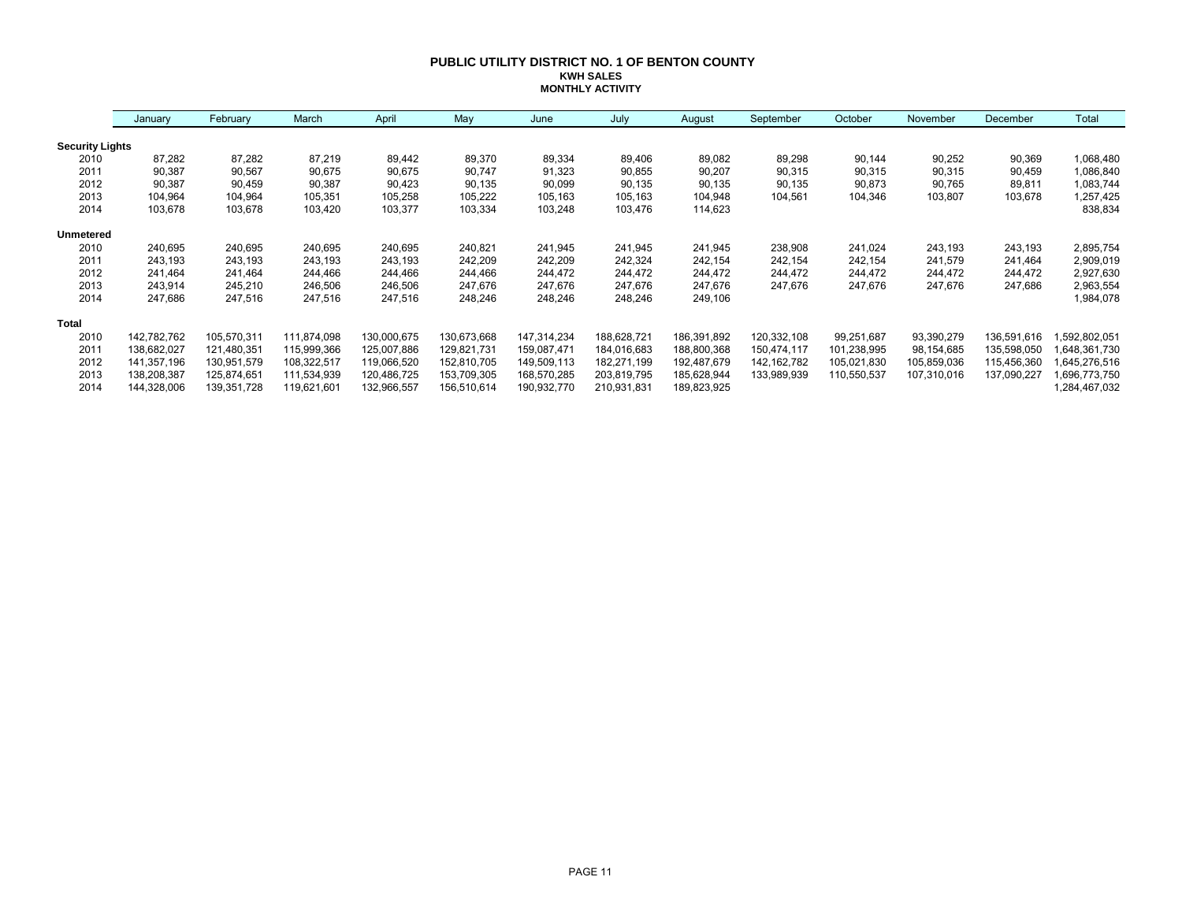# PUBLIC UTILITY DISTRICT NO. 1 OF BENTON COUNTY

## KWH SALES

### MONTHLY ACTIVITY

| | January | February | March | April | May | June | July | August | September | October | November | December | Total |
|---|---|---|---|---|---|---|---|---|---|---|---|---|---|
| **Security Lights** | | | | | | | | | | | | | |
| 2010 | 87,282 | 87,282 | 87,219 | 89,442 | 89,370 | 89,334 | 89,406 | 89,082 | 89,298 | 90,144 | 90,252 | 90,369 | 1,068,480 |
| 2011 | 90,387 | 90,567 | 90,675 | 90,675 | 90,747 | 91,323 | 90,855 | 90,207 | 90,315 | 90,315 | 90,315 | 90,459 | 1,086,840 |
| 2012 | 90,387 | 90,459 | 90,387 | 90,423 | 90,135 | 90,099 | 90,135 | 90,135 | 90,135 | 90,873 | 90,765 | 89,811 | 1,083,744 |
| 2013 | 104,964 | 104,964 | 105,351 | 105,258 | 105,222 | 105,163 | 105,163 | 104,948 | 104,561 | 104,346 | 103,807 | 103,678 | 1,257,425 |
| 2014 | 103,678 | 103,678 | 103,420 | 103,377 | 103,334 | 103,248 | 103,476 | 114,623 | | | | | 838,834 |
| **Unmetered** | | | | | | | | | | | | | |
| 2010 | 240,695 | 240,695 | 240,695 | 240,695 | 240,821 | 241,945 | 241,945 | 241,945 | 238,908 | 241,024 | 243,193 | 243,193 | 2,895,754 |
| 2011 | 243,193 | 243,193 | 243,193 | 243,193 | 242,209 | 242,209 | 242,324 | 242,154 | 242,154 | 242,154 | 241,579 | 241,464 | 2,909,019 |
| 2012 | 241,464 | 241,464 | 244,466 | 244,466 | 244,466 | 244,472 | 244,472 | 244,472 | 244,472 | 244,472 | 244,472 | 244,472 | 2,927,630 |
| 2013 | 243,914 | 245,210 | 246,506 | 246,506 | 247,676 | 247,676 | 247,676 | 247,676 | 247,676 | 247,676 | 247,676 | 247,686 | 2,963,554 |
| 2014 | 247,686 | 247,516 | 247,516 | 247,516 | 248,246 | 248,246 | 248,246 | 249,106 | | | | | 1,984,078 |
| **Total** | | | | | | | | | | | | | |
| 2010 | 142,782,762 | 105,570,311 | 111,874,098 | 130,000,675 | 130,673,668 | 147,314,234 | 188,628,721 | 186,391,892 | 120,332,108 | 99,251,687 | 93,390,279 | 136,591,616 | 1,592,802,051 |
| 2011 | 138,682,027 | 121,480,351 | 115,999,366 | 125,007,886 | 129,821,731 | 159,087,471 | 184,016,683 | 188,800,368 | 150,474,117 | 101,238,995 | 98,154,685 | 135,598,050 | 1,648,361,730 |
| 2012 | 141,357,196 | 130,951,579 | 108,322,517 | 119,066,520 | 152,810,705 | 149,509,113 | 182,271,199 | 192,487,679 | 142,162,782 | 105,021,830 | 105,859,036 | 115,456,360 | 1,645,276,516 |
| 2013 | 138,208,387 | 125,874,651 | 111,534,939 | 120,486,725 | 153,709,305 | 168,570,285 | 203,819,795 | 185,628,944 | 133,989,939 | 110,550,537 | 107,310,016 | 137,090,227 | 1,696,773,750 |
| 2014 | 144,328,006 | 139,351,728 | 119,621,601 | 132,966,557 | 156,510,614 | 190,932,770 | 210,931,831 | 189,823,925 | | | | | 1,284,467,032 |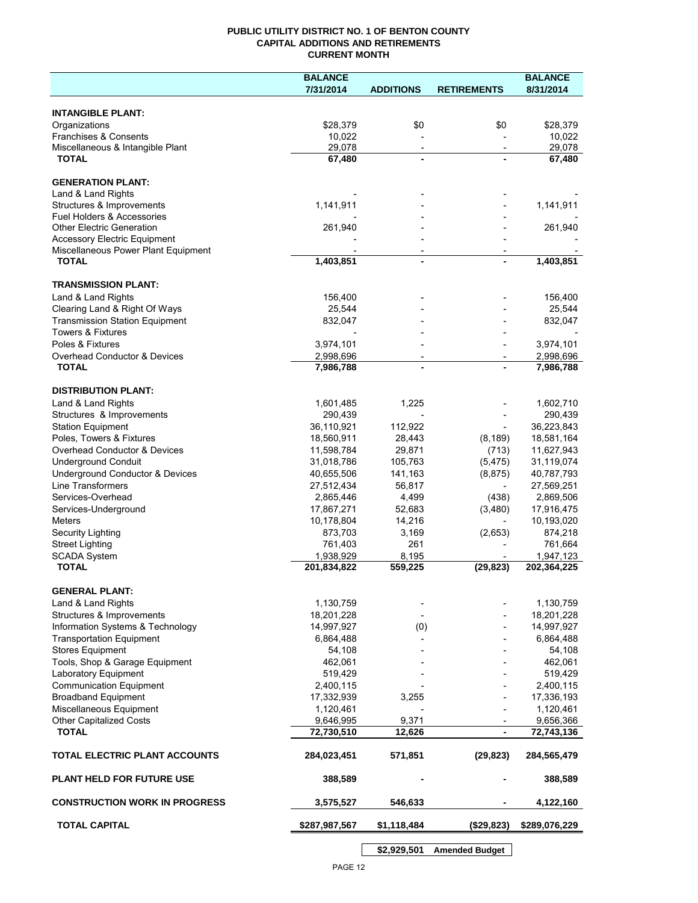**PUBLIC UTILITY DISTRICT NO. 1 OF BENTON COUNTY**
**CAPITAL ADDITIONS AND RETIREMENTS**
**CURRENT MONTH**

| | BALANCE 7/31/2014 | ADDITIONS | RETIREMENTS | BALANCE 8/31/2014 |
|---|---|---|---|---|
| **INTANGIBLE PLANT:** | | | | |
| Organizations | $28,379 | $0 | $0 | $28,379 |
| Franchises & Consents | 10,022 | - | - | 10,022 |
| Miscellaneous & Intangible Plant | 29,078 | - | - | 29,078 |
| **TOTAL** | **67,480** | **-** | **-** | **67,480** |
| **GENERATION PLANT:** | | | | |
| Land & Land Rights | - | - | - | - |
| Structures & Improvements | 1,141,911 | - | - | 1,141,911 |
| Fuel Holders & Accessories | - | - | - | - |
| Other Electric Generation | 261,940 | - | - | 261,940 |
| Accessory Electric Equipment | - | - | - | - |
| Miscellaneous Power Plant Equipment | - | - | - | - |
| **TOTAL** | **1,403,851** | **-** | **-** | **1,403,851** |
| **TRANSMISSION PLANT:** | | | | |
| Land & Land Rights | 156,400 | - | - | 156,400 |
| Clearing Land & Right Of Ways | 25,544 | - | - | 25,544 |
| Transmission Station Equipment | 832,047 | - | - | 832,047 |
| Towers & Fixtures | - | - | - | - |
| Poles & Fixtures | 3,974,101 | - | - | 3,974,101 |
| Overhead Conductor & Devices | 2,998,696 | - | - | 2,998,696 |
| **TOTAL** | **7,986,788** | **-** | **-** | **7,986,788** |
| **DISTRIBUTION PLANT:** | | | | |
| Land & Land Rights | 1,601,485 | 1,225 | - | 1,602,710 |
| Structures & Improvements | 290,439 | - | - | 290,439 |
| Station Equipment | 36,110,921 | 112,922 | - | 36,223,843 |
| Poles, Towers & Fixtures | 18,560,911 | 28,443 | (8,189) | 18,581,164 |
| Overhead Conductor & Devices | 11,598,784 | 29,871 | (713) | 11,627,943 |
| Underground Conduit | 31,018,786 | 105,763 | (5,475) | 31,119,074 |
| Underground Conductor & Devices | 40,655,506 | 141,163 | (8,875) | 40,787,793 |
| Line Transformers | 27,512,434 | 56,817 | - | 27,569,251 |
| Services-Overhead | 2,865,446 | 4,499 | (438) | 2,869,506 |
| Services-Underground | 17,867,271 | 52,683 | (3,480) | 17,916,475 |
| Meters | 10,178,804 | 14,216 | - | 10,193,020 |
| Security Lighting | 873,703 | 3,169 | (2,653) | 874,218 |
| Street Lighting | 761,403 | 261 | - | 761,664 |
| SCADA System | 1,938,929 | 8,195 | - | 1,947,123 |
| **TOTAL** | **201,834,822** | **559,225** | **(29,823)** | **202,364,225** |
| **GENERAL PLANT:** | | | | |
| Land & Land Rights | 1,130,759 | - | - | 1,130,759 |
| Structures & Improvements | 18,201,228 | - | - | 18,201,228 |
| Information Systems & Technology | 14,997,927 | (0) | - | 14,997,927 |
| Transportation Equipment | 6,864,488 | - | - | 6,864,488 |
| Stores Equipment | 54,108 | - | - | 54,108 |
| Tools, Shop & Garage Equipment | 462,061 | - | - | 462,061 |
| Laboratory Equipment | 519,429 | - | - | 519,429 |
| Communication Equipment | 2,400,115 | - | - | 2,400,115 |
| Broadband Equipment | 17,332,939 | 3,255 | - | 17,336,193 |
| Miscellaneous Equipment | 1,120,461 | - | - | 1,120,461 |
| Other Capitalized Costs | 9,646,995 | 9,371 | - | 9,656,366 |
| **TOTAL** | **72,730,510** | **12,626** | **-** | **72,743,136** |
| **TOTAL ELECTRIC PLANT ACCOUNTS** | **284,023,451** | **571,851** | **(29,823)** | **284,565,479** |
| **PLANT HELD FOR FUTURE USE** | **388,589** | **-** | **-** | **388,589** |
| **CONSTRUCTION WORK IN PROGRESS** | **3,575,527** | **546,633** | **-** | **4,122,160** |
| **TOTAL CAPITAL** | **$287,987,567** | **$1,118,484** | **($29,823)** | **$289,076,229** |

| | |
|---|---|
| **$2,929,501** | **Amended Budget** |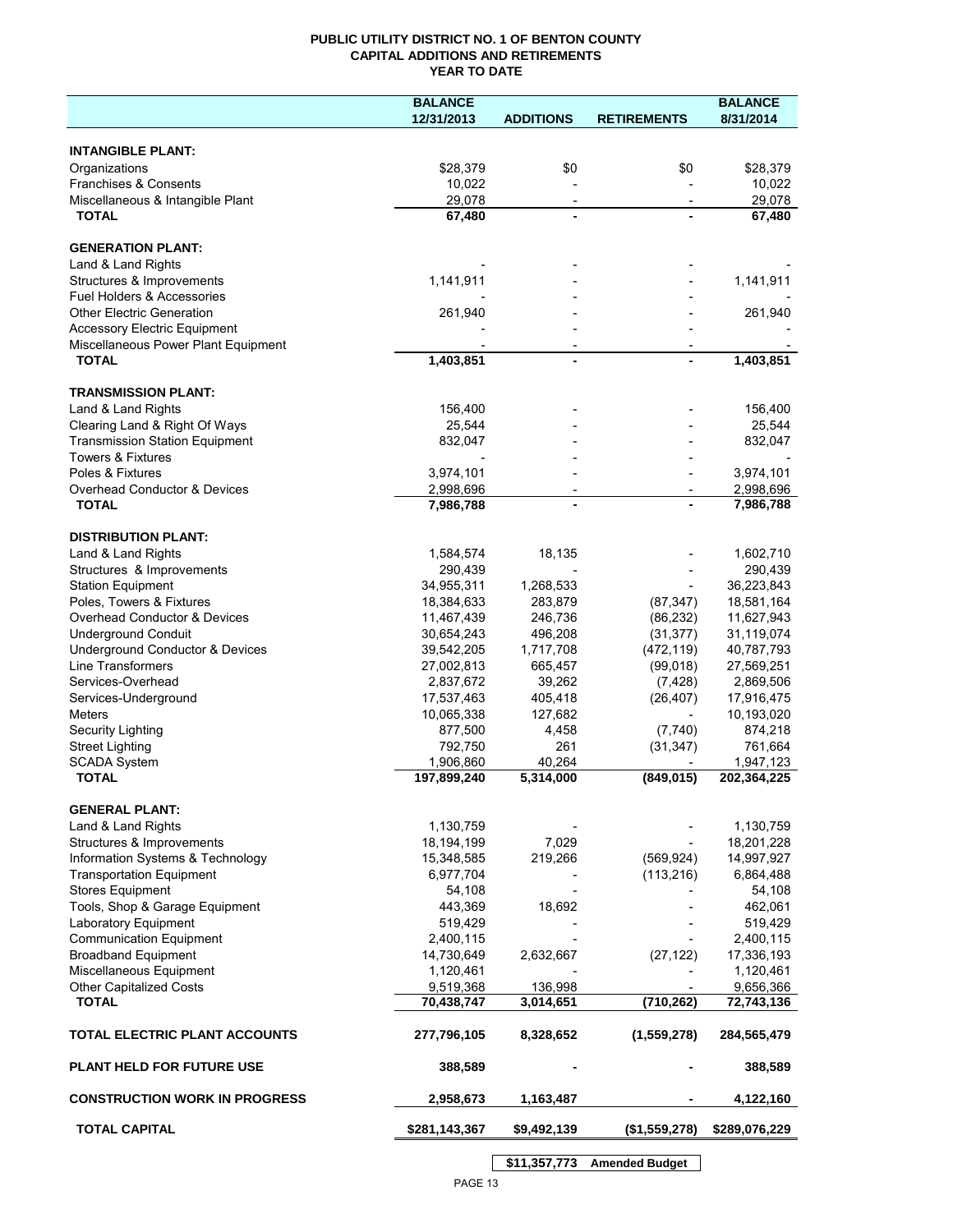**PUBLIC UTILITY DISTRICT NO. 1 OF BENTON COUNTY**
**CAPITAL ADDITIONS AND RETIREMENTS**
**YEAR TO DATE**

| | BALANCE 12/31/2013 | ADDITIONS | RETIREMENTS | BALANCE 8/31/2014 |
|---|---|---|---|---|
| **INTANGIBLE PLANT:** | | | | |
| Organizations | $28,379 | $0 | $0 | $28,379 |
| Franchises & Consents | 10,022 | - | - | 10,022 |
| Miscellaneous & Intangible Plant | 29,078 | - | - | 29,078 |
| **TOTAL** | **67,480** | **-** | **-** | **67,480** |
| **GENERATION PLANT:** | | | | |
| Land & Land Rights | - | - | - | - |
| Structures & Improvements | 1,141,911 | - | - | 1,141,911 |
| Fuel Holders & Accessories | - | - | - | - |
| Other Electric Generation | 261,940 | - | - | 261,940 |
| Accessory Electric Equipment | - | - | - | - |
| Miscellaneous Power Plant Equipment | - | - | - | - |
| **TOTAL** | **1,403,851** | **-** | **-** | **1,403,851** |
| **TRANSMISSION PLANT:** | | | | |
| Land & Land Rights | 156,400 | - | - | 156,400 |
| Clearing Land & Right Of Ways | 25,544 | - | - | 25,544 |
| Transmission Station Equipment | 832,047 | - | - | 832,047 |
| Towers & Fixtures | - | - | - | - |
| Poles & Fixtures | 3,974,101 | - | - | 3,974,101 |
| Overhead Conductor & Devices | 2,998,696 | - | - | 2,998,696 |
| **TOTAL** | **7,986,788** | **-** | **-** | **7,986,788** |
| **DISTRIBUTION PLANT:** | | | | |
| Land & Land Rights | 1,584,574 | 18,135 | - | 1,602,710 |
| Structures & Improvements | 290,439 | - | - | 290,439 |
| Station Equipment | 34,955,311 | 1,268,533 | - | 36,223,843 |
| Poles, Towers & Fixtures | 18,384,633 | 283,879 | (87,347) | 18,581,164 |
| Overhead Conductor & Devices | 11,467,439 | 246,736 | (86,232) | 11,627,943 |
| Underground Conduit | 30,654,243 | 496,208 | (31,377) | 31,119,074 |
| Underground Conductor & Devices | 39,542,205 | 1,717,708 | (472,119) | 40,787,793 |
| Line Transformers | 27,002,813 | 665,457 | (99,018) | 27,569,251 |
| Services-Overhead | 2,837,672 | 39,262 | (7,428) | 2,869,506 |
| Services-Underground | 17,537,463 | 405,418 | (26,407) | 17,916,475 |
| Meters | 10,065,338 | 127,682 | - | 10,193,020 |
| Security Lighting | 877,500 | 4,458 | (7,740) | 874,218 |
| Street Lighting | 792,750 | 261 | (31,347) | 761,664 |
| SCADA System | 1,906,860 | 40,264 | - | 1,947,123 |
| **TOTAL** | **197,899,240** | **5,314,000** | **(849,015)** | **202,364,225** |
| **GENERAL PLANT:** | | | | |
| Land & Land Rights | 1,130,759 | - | - | 1,130,759 |
| Structures & Improvements | 18,194,199 | 7,029 | - | 18,201,228 |
| Information Systems & Technology | 15,348,585 | 219,266 | (569,924) | 14,997,927 |
| Transportation Equipment | 6,977,704 | - | (113,216) | 6,864,488 |
| Stores Equipment | 54,108 | - | - | 54,108 |
| Tools, Shop & Garage Equipment | 443,369 | 18,692 | - | 462,061 |
| Laboratory Equipment | 519,429 | - | - | 519,429 |
| Communication Equipment | 2,400,115 | - | - | 2,400,115 |
| Broadband Equipment | 14,730,649 | 2,632,667 | (27,122) | 17,336,193 |
| Miscellaneous Equipment | 1,120,461 | - | - | 1,120,461 |
| Other Capitalized Costs | 9,519,368 | 136,998 | - | 9,656,366 |
| **TOTAL** | **70,438,747** | **3,014,651** | **(710,262)** | **72,743,136** |
| **TOTAL ELECTRIC PLANT ACCOUNTS** | **277,796,105** | **8,328,652** | **(1,559,278)** | **284,565,479** |
| **PLANT HELD FOR FUTURE USE** | **388,589** | **-** | **-** | **388,589** |
| **CONSTRUCTION WORK IN PROGRESS** | **2,958,673** | **1,163,487** | **-** | **4,122,160** |
| **TOTAL CAPITAL** | **$281,143,367** | **$9,492,139** | **($1,559,278)** | **$289,076,229** |

**$11,357,773 Amended Budget**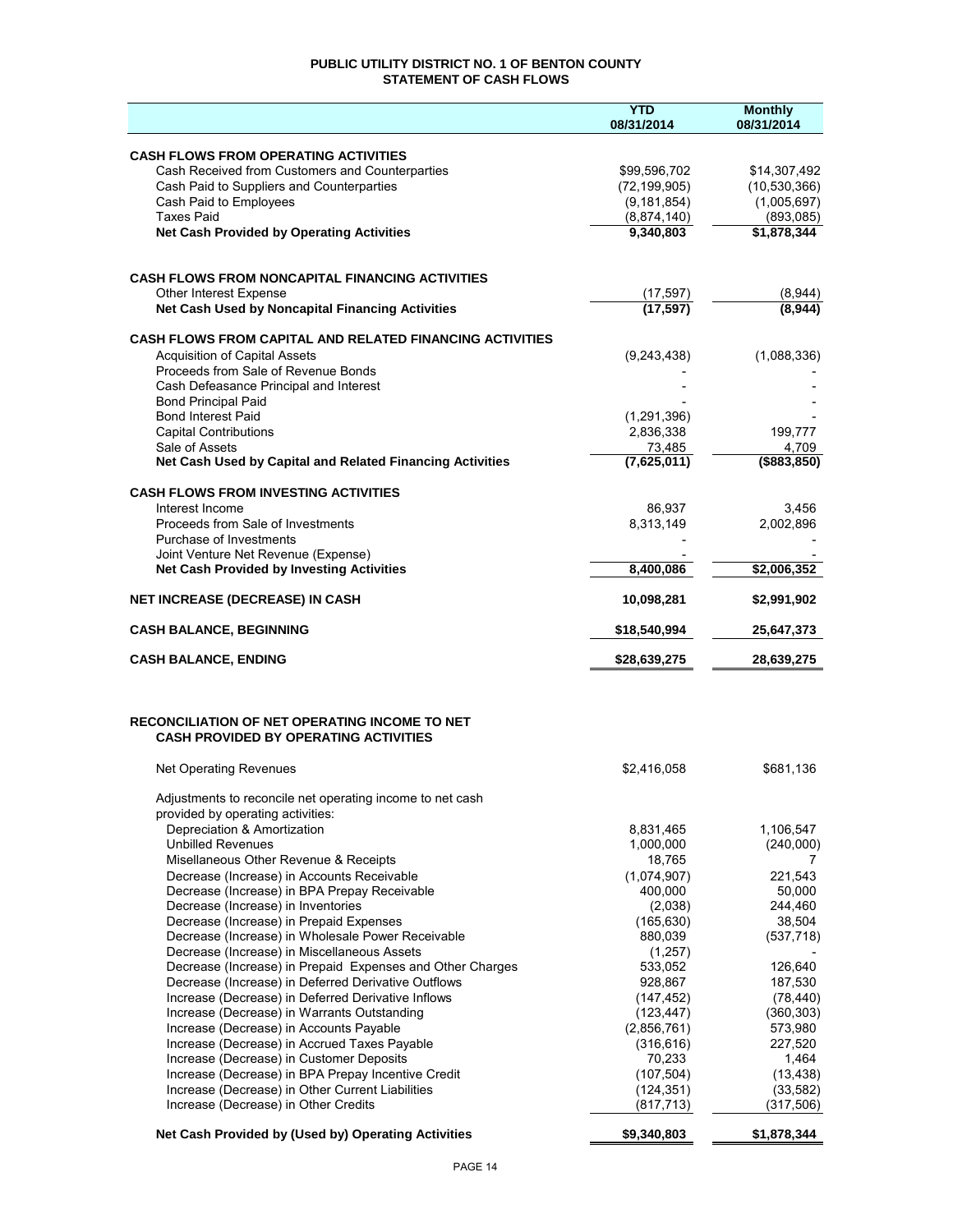# PUBLIC UTILITY DISTRICT NO. 1 OF BENTON COUNTY
## STATEMENT OF CASH FLOWS

| | YTD 08/31/2014 | Monthly 08/31/2014 |
|---|---|---|
| **CASH FLOWS FROM OPERATING ACTIVITIES** | | |
| Cash Received from Customers and Counterparties | $99,596,702 | $14,307,492 |
| Cash Paid to Suppliers and Counterparties | (72,199,905) | (10,530,366) |
| Cash Paid to Employees | (9,181,854) | (1,005,697) |
| Taxes Paid | (8,874,140) | (893,085) |
| **Net Cash Provided by Operating Activities** | **9,340,803** | **$1,878,344** |
| | | |
| **CASH FLOWS FROM NONCAPITAL FINANCING ACTIVITIES** | | |
| Other Interest Expense | (17,597) | (8,944) |
| **Net Cash Used by Noncapital Financing Activities** | **(17,597)** | **(8,944)** |
| | | |
| **CASH FLOWS FROM CAPITAL AND RELATED FINANCING ACTIVITIES** | | |
| Acquisition of Capital Assets | (9,243,438) | (1,088,336) |
| Proceeds from Sale of Revenue Bonds | - | - |
| Cash Defeasance Principal and Interest | - | - |
| Bond Principal Paid | - | - |
| Bond Interest Paid | (1,291,396) | - |
| Capital Contributions | 2,836,338 | 199,777 |
| Sale of Assets | 73,485 | 4,709 |
| **Net Cash Used by Capital and Related Financing Activities** | **(7,625,011)** | **($883,850)** |
| | | |
| **CASH FLOWS FROM INVESTING ACTIVITIES** | | |
| Interest Income | 86,937 | 3,456 |
| Proceeds from Sale of Investments | 8,313,149 | 2,002,896 |
| Purchase of Investments | - | - |
| Joint Venture Net Revenue (Expense) | - | - |
| **Net Cash Provided by Investing Activities** | **8,400,086** | **$2,006,352** |
| | | |
| **NET INCREASE (DECREASE) IN CASH** | **10,098,281** | **$2,991,902** |
| | | |
| **CASH BALANCE, BEGINNING** | **$18,540,994** | **25,647,373** |
| | | |
| **CASH BALANCE, ENDING** | **$28,639,275** | **28,639,275** |

## RECONCILIATION OF NET OPERATING INCOME TO NET CASH PROVIDED BY OPERATING ACTIVITIES

| | YTD 08/31/2014 | Monthly 08/31/2014 |
|---|---|---|
| Net Operating Revenues | $2,416,058 | $681,136 |
| Adjustments to reconcile net operating income to net cash provided by operating activities: | | |
| Depreciation & Amortization | 8,831,465 | 1,106,547 |
| Unbilled Revenues | 1,000,000 | (240,000) |
| Misellaneous Other Revenue & Receipts | 18,765 | 7 |
| Decrease (Increase) in Accounts Receivable | (1,074,907) | 221,543 |
| Decrease (Increase) in BPA Prepay Receivable | 400,000 | 50,000 |
| Decrease (Increase) in Inventories | (2,038) | 244,460 |
| Decrease (Increase) in Prepaid Expenses | (165,630) | 38,504 |
| Decrease (Increase) in Wholesale Power Receivable | 880,039 | (537,718) |
| Decrease (Increase) in Miscellaneous Assets | (1,257) | - |
| Decrease (Increase) in Prepaid Expenses and Other Charges | 533,052 | 126,640 |
| Decrease (Increase) in Deferred Derivative Outflows | 928,867 | 187,530 |
| Increase (Decrease) in Deferred Derivative Inflows | (147,452) | (78,440) |
| Increase (Decrease) in Warrants Outstanding | (123,447) | (360,303) |
| Increase (Decrease) in Accounts Payable | (2,856,761) | 573,980 |
| Increase (Decrease) in Accrued Taxes Payable | (316,616) | 227,520 |
| Increase (Decrease) in Customer Deposits | 70,233 | 1,464 |
| Increase (Decrease) in BPA Prepay Incentive Credit | (107,504) | (13,438) |
| Increase (Decrease) in Other Current Liabilities | (124,351) | (33,582) |
| Increase (Decrease) in Other Credits | (817,713) | (317,506) |
| **Net Cash Provided by (Used by) Operating Activities** | **$9,340,803** | **$1,878,344** |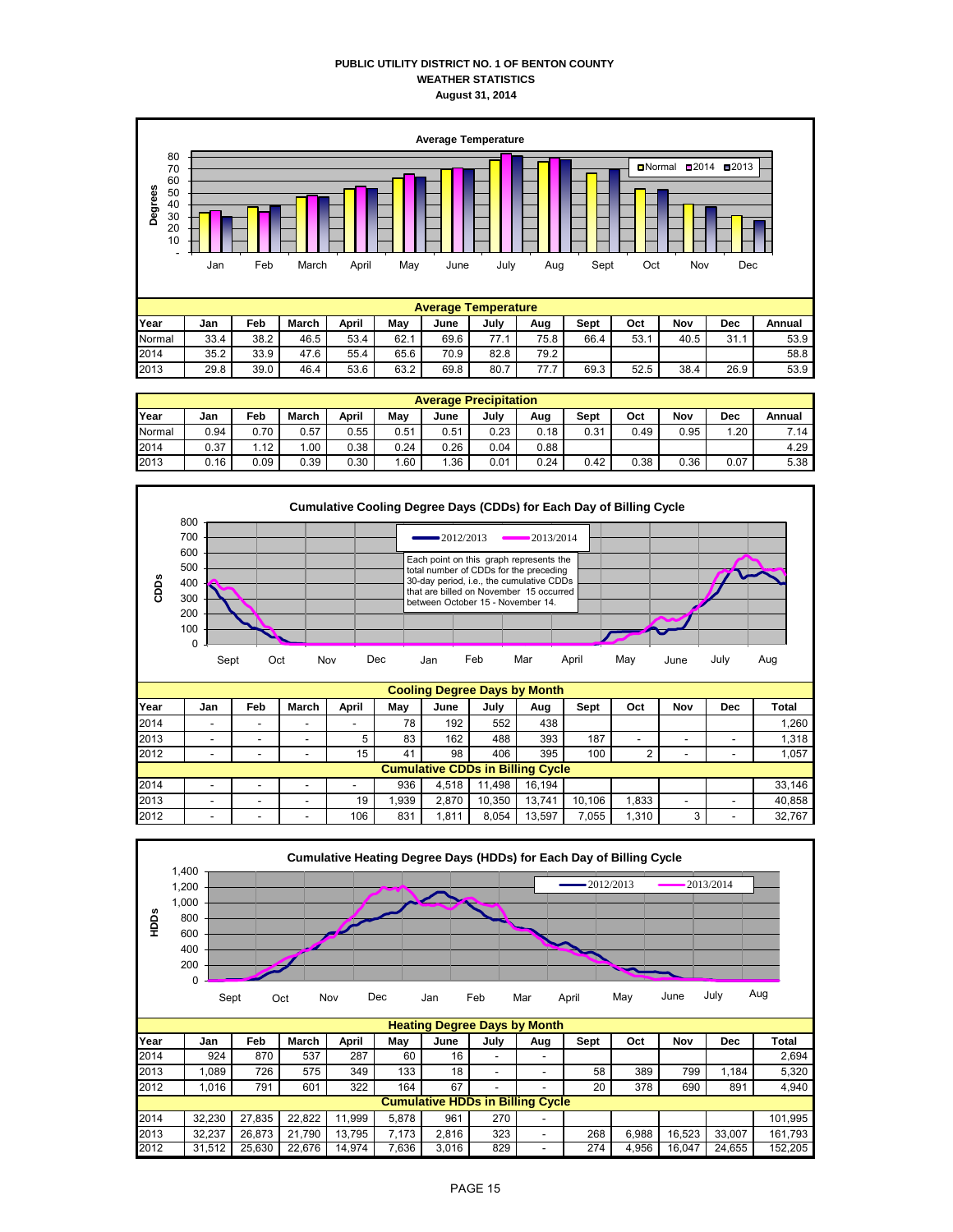# PUBLIC UTILITY DISTRICT NO. 1 OF BENTON COUNTY
## WEATHER STATISTICS
### August 31, 2014

**Average Temperature**

| Year | Jan | Feb | March | April | May | June | July | Aug | Sept | Oct | Nov | Dec | Annual |
|---|---|---|---|---|---|---|---|---|---|---|---|---|---|
| Normal | 33.4 | 38.2 | 46.5 | 53.4 | 62.1 | 69.6 | 77.1 | 75.8 | 66.4 | 53.1 | 40.5 | 31.1 | 53.9 |
| 2014 | 35.2 | 33.9 | 47.6 | 55.4 | 65.6 | 70.9 | 82.8 | 79.2 | | | | | 58.8 |
| 2013 | 29.8 | 39.0 | 46.4 | 53.6 | 63.2 | 69.8 | 80.7 | 77.7 | 69.3 | 52.5 | 38.4 | 26.9 | 53.9 |

**Average Precipitation**

| Year | Jan | Feb | March | April | May | June | July | Aug | Sept | Oct | Nov | Dec | Annual |
|---|---|---|---|---|---|---|---|---|---|---|---|---|---|
| Normal | 0.94 | 0.70 | 0.57 | 0.55 | 0.51 | 0.51 | 0.23 | 0.18 | 0.31 | 0.49 | 0.95 | 1.20 | 7.14 |
| 2014 | 0.37 | 1.12 | 1.00 | 0.38 | 0.24 | 0.26 | 0.04 | 0.88 | | | | | 4.29 |
| 2013 | 0.16 | 0.09 | 0.39 | 0.30 | 1.60 | 1.36 | 0.01 | 0.24 | 0.42 | 0.38 | 0.36 | 0.07 | 5.38 |

**Cumulative Cooling Degree Days (CDDs) for Each Day of Billing Cycle**

Each point on this graph represents the total number of CDDs for the preceding 30-day period, i.e., the cumulative CDDs that are billed on November 15 occurred between October 15 - November 14.

**Cooling Degree Days by Month**

| Year | Jan | Feb | March | April | May | June | July | Aug | Sept | Oct | Nov | Dec | Total |
|---|---|---|---|---|---|---|---|---|---|---|---|---|---|
| 2014 | - | - | - | - | 78 | 192 | 552 | 438 | | | | | 1,260 |
| 2013 | - | - | - | 5 | 83 | 162 | 488 | 393 | 187 | - | - | - | 1,318 |
| 2012 | - | - | - | 15 | 41 | 98 | 406 | 395 | 100 | 2 | - | - | 1,057 |
| **Cumulative CDDs in Billing Cycle** | | | | | | | | | | | | | |
| 2014 | - | - | - | - | 936 | 4,518 | 11,498 | 16,194 | | | | | 33,146 |
| 2013 | - | - | - | 19 | 1,939 | 2,870 | 10,350 | 13,741 | 10,106 | 1,833 | - | - | 40,858 |
| 2012 | - | - | - | 106 | 831 | 1,811 | 8,054 | 13,597 | 7,055 | 1,310 | 3 | - | 32,767 |

**Cumulative Heating Degree Days (HDDs) for Each Day of Billing Cycle**

**Heating Degree Days by Month**

| Year | Jan | Feb | March | April | May | June | July | Aug | Sept | Oct | Nov | Dec | Total |
|---|---|---|---|---|---|---|---|---|---|---|---|---|---|
| 2014 | 924 | 870 | 537 | 287 | 60 | 16 | - | - | | | | | 2,694 |
| 2013 | 1,089 | 726 | 575 | 349 | 133 | 18 | - | - | 58 | 389 | 799 | 1,184 | 5,320 |
| 2012 | 1,016 | 791 | 601 | 322 | 164 | 67 | - | - | 20 | 378 | 690 | 891 | 4,940 |
| **Cumulative HDDs in Billing Cycle** | | | | | | | | | | | | | |
| 2014 | 32,230 | 27,835 | 22,822 | 11,999 | 5,878 | 961 | 270 | - | | | | | 101,995 |
| 2013 | 32,237 | 26,873 | 21,790 | 13,795 | 7,173 | 2,816 | 323 | - | 268 | 6,988 | 16,523 | 33,007 | 161,793 |
| 2012 | 31,512 | 25,630 | 22,676 | 14,974 | 7,636 | 3,016 | 829 | - | 274 | 4,956 | 16,047 | 24,655 | 152,205 |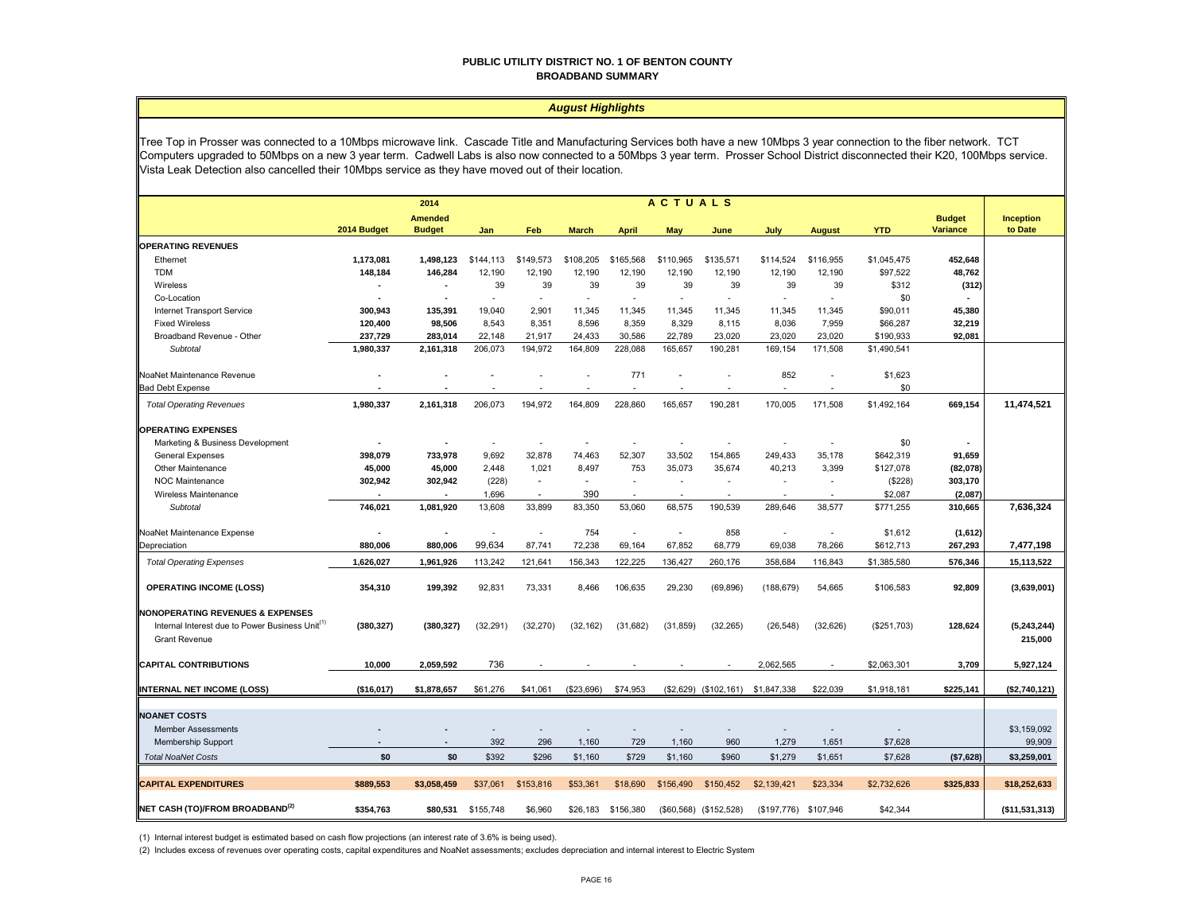**PUBLIC UTILITY DISTRICT NO. 1 OF BENTON COUNTY**
**BROADBAND SUMMARY**

*August Highlights*

Tree Top in Prosser was connected to a 10Mbps microwave link. Cascade Title and Manufacturing Services both have a new 10Mbps 3 year connection to the fiber network. TCT Computers upgraded to 50Mbps on a new 3 year term. Cadwell Labs is also now connected to a 50Mbps 3 year term. Prosser School District disconnected their K20, 100Mbps service. Vista Leak Detection also cancelled their 10Mbps service as they have moved out of their location.

| | 2014 Budget | 2014 Amended Budget | Jan | Feb | March | April | May | June | July | August | YTD | Budget Variance | Inception to Date |
|---|---|---|---|---|---|---|---|---|---|---|---|---|---|
| | | | **A C T U A L S** | | | | | | | | | | |
| **OPERATING REVENUES** | | | | | | | | | | | | | |
| Ethernet | 1,173,081 | 1,498,123 | $144,113 | $149,573 | $108,205 | $165,568 | $110,965 | $135,571 | $114,524 | $116,955 | $1,045,475 | 452,648 | |
| TDM | 148,184 | 146,284 | 12,190 | 12,190 | 12,190 | 12,190 | 12,190 | 12,190 | 12,190 | 12,190 | $97,522 | 48,762 | |
| Wireless | - | - | 39 | 39 | 39 | 39 | 39 | 39 | 39 | 39 | $312 | (312) | |
| Co-Location | - | - | - | - | - | - | - | - | - | - | $0 | - | |
| Internet Transport Service | 300,943 | 135,391 | 19,040 | 2,901 | 11,345 | 11,345 | 11,345 | 11,345 | 11,345 | 11,345 | $90,011 | 45,380 | |
| Fixed Wireless | 120,400 | 98,506 | 8,543 | 8,351 | 8,596 | 8,359 | 8,329 | 8,115 | 8,036 | 7,959 | $66,287 | 32,219 | |
| Broadband Revenue - Other | 237,729 | 283,014 | 22,148 | 21,917 | 24,433 | 30,586 | 22,789 | 23,020 | 23,020 | 23,020 | $190,933 | 92,081 | |
| *Subtotal* | 1,980,337 | 2,161,318 | 206,073 | 194,972 | 164,809 | 228,088 | 165,657 | 190,281 | 169,154 | 171,508 | $1,490,541 | | |
| NoaNet Maintenance Revenue | - | - | - | - | - | 771 | - | - | 852 | - | $1,623 | | |
| Bad Debt Expense | - | - | - | - | - | - | - | - | - | - | $0 | | |
| *Total Operating Revenues* | 1,980,337 | 2,161,318 | 206,073 | 194,972 | 164,809 | 228,860 | 165,657 | 190,281 | 170,005 | 171,508 | $1,492,164 | 669,154 | 11,474,521 |
| **OPERATING EXPENSES** | | | | | | | | | | | | | |
| Marketing & Business Development | - | - | - | - | - | - | - | - | - | - | $0 | - | |
| General Expenses | 398,079 | 733,978 | 9,692 | 32,878 | 74,463 | 52,307 | 33,502 | 154,865 | 249,433 | 35,178 | $642,319 | 91,659 | |
| Other Maintenance | 45,000 | 45,000 | 2,448 | 1,021 | 8,497 | 753 | 35,073 | 35,674 | 40,213 | 3,399 | $127,078 | (82,078) | |
| NOC Maintenance | 302,942 | 302,942 | (228) | - | - | - | - | - | - | - | ($228) | 303,170 | |
| Wireless Maintenance | - | - | 1,696 | - | 390 | - | - | - | - | - | $2,087 | (2,087) | |
| *Subtotal* | 746,021 | 1,081,920 | 13,608 | 33,899 | 83,350 | 53,060 | 68,575 | 190,539 | 289,646 | 38,577 | $771,255 | 310,665 | 7,636,324 |
| NoaNet Maintenance Expense | - | - | - | - | 754 | - | - | 858 | - | - | $1,612 | (1,612) | |
| Depreciation | 880,006 | 880,006 | 99,634 | 87,741 | 72,238 | 69,164 | 67,852 | 68,779 | 69,038 | 78,266 | $612,713 | 267,293 | 7,477,198 |
| *Total Operating Expenses* | 1,626,027 | 1,961,926 | 113,242 | 121,641 | 156,343 | 122,225 | 136,427 | 260,176 | 358,684 | 116,843 | $1,385,580 | 576,346 | 15,113,522 |
| **OPERATING INCOME (LOSS)** | 354,310 | 199,392 | 92,831 | 73,331 | 8,466 | 106,635 | 29,230 | (69,896) | (188,679) | 54,665 | $106,583 | 92,809 | (3,639,001) |
| **NONOPERATING REVENUES & EXPENSES** | | | | | | | | | | | | | |
| Internal Interest due to Power Business Unit[(1)] | (380,327) | (380,327) | (32,291) | (32,270) | (32,162) | (31,682) | (31,859) | (32,265) | (26,548) | (32,626) | ($251,703) | 128,624 | (5,243,244) |
| Grant Revenue | | | | | | | | | | | | | 215,000 |
| **CAPITAL CONTRIBUTIONS** | 10,000 | 2,059,592 | 736 | - | - | - | - | - | 2,062,565 | - | $2,063,301 | 3,709 | 5,927,124 |
| **INTERNAL NET INCOME (LOSS)** | ($16,017) | $1,878,657 | $61,276 | $41,061 | ($23,696) | $74,953 | ($2,629) | ($102,161) | $1,847,338 | $22,039 | $1,918,181 | $225,141 | ($2,740,121) |
| **NOANET COSTS** | | | | | | | | | | | | | |
| Member Assessments | - | - | - | - | - | - | - | - | - | - | - | | $3,159,092 |
| Membership Support | - | - | 392 | 296 | 1,160 | 729 | 1,160 | 960 | 1,279 | 1,651 | $7,628 | | 99,909 |
| *Total NoaNet Costs* | $0 | $0 | $392 | $296 | $1,160 | $729 | $1,160 | $960 | $1,279 | $1,651 | $7,628 | ($7,628) | $3,259,001 |
| **CAPITAL EXPENDITURES** | $889,553 | $3,058,459 | $37,061 | $153,816 | $53,361 | $18,690 | $156,490 | $150,452 | $2,139,421 | $23,334 | $2,732,626 | $325,833 | $18,252,633 |
| **NET CASH (TO)/FROM BROADBAND[(2)]** | $354,763 | $80,531 | $155,748 | $6,960 | $26,183 | $156,380 | ($60,568) | ($152,528) | ($197,776) | $107,946 | $42,344 | | ($11,531,313) |

(1) Internal interest budget is estimated based on cash flow projections (an interest rate of 3.6% is being used).

(2) Includes excess of revenues over operating costs, capital expenditures and NoaNet assessments; excludes depreciation and internal interest to Electric System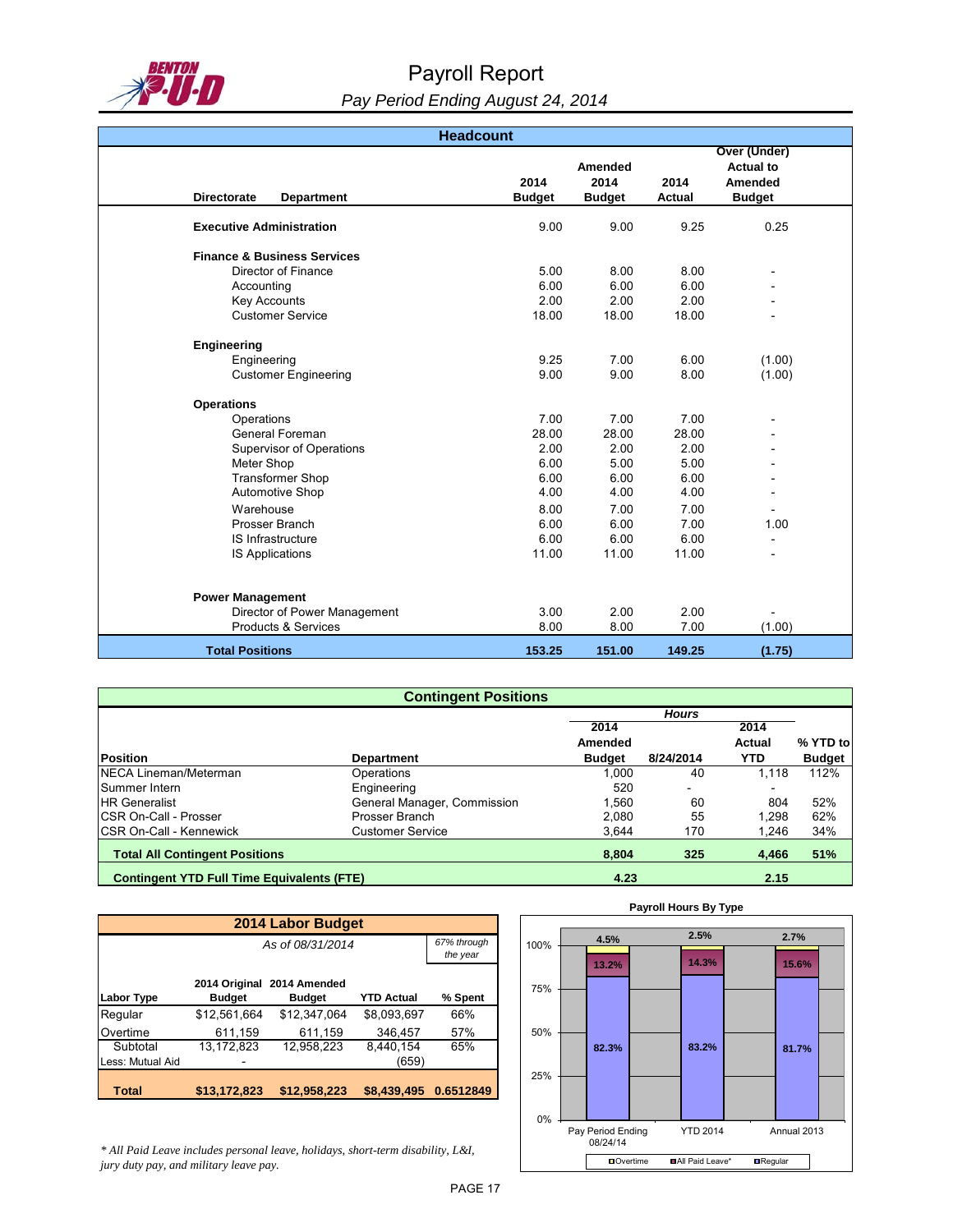# Payroll Report

*Pay Period Ending August 24, 2014*

## Headcount

| Directorate Department | 2014 Budget | Amended 2014 Budget | 2014 Actual | Over (Under) Actual to Amended Budget |
|---|---|---|---|---|
| **Executive Administration** | 9.00 | 9.00 | 9.25 | 0.25 |
| **Finance & Business Services** | | | | |
| Director of Finance | 5.00 | 8.00 | 8.00 | - |
| Accounting | 6.00 | 6.00 | 6.00 | - |
| Key Accounts | 2.00 | 2.00 | 2.00 | - |
| Customer Service | 18.00 | 18.00 | 18.00 | - |
| **Engineering** | | | | |
| Engineering | 9.25 | 7.00 | 6.00 | (1.00) |
| Customer Engineering | 9.00 | 9.00 | 8.00 | (1.00) |
| **Operations** | | | | |
| Operations | 7.00 | 7.00 | 7.00 | - |
| General Foreman | 28.00 | 28.00 | 28.00 | - |
| Supervisor of Operations | 2.00 | 2.00 | 2.00 | - |
| Meter Shop | 6.00 | 5.00 | 5.00 | - |
| Transformer Shop | 6.00 | 6.00 | 6.00 | - |
| Automotive Shop | 4.00 | 4.00 | 4.00 | - |
| Warehouse | 8.00 | 7.00 | 7.00 | - |
| Prosser Branch | 6.00 | 6.00 | 7.00 | 1.00 |
| IS Infrastructure | 6.00 | 6.00 | 6.00 | - |
| IS Applications | 11.00 | 11.00 | 11.00 | - |
| **Power Management** | | | | |
| Director of Power Management | 3.00 | 2.00 | 2.00 | - |
| Products & Services | 8.00 | 8.00 | 7.00 | (1.00) |
| **Total Positions** | **153.25** | **151.00** | **149.25** | **(1.75)** |

## Contingent Positions

| Position | Department | Hours: 2014 Amended Budget | Hours: 8/24/2014 | Hours: 2014 Actual YTD | % YTD to Budget |
|---|---|---|---|---|---|
| NECA Lineman/Meterman | Operations | 1,000 | 40 | 1,118 | 112% |
| Summer Intern | Engineering | 520 | - | - | |
| HR Generalist | General Manager, Commission | 1,560 | 60 | 804 | 52% |
| CSR On-Call - Prosser | Prosser Branch | 2,080 | 55 | 1,298 | 62% |
| CSR On-Call - Kennewick | Customer Service | 3,644 | 170 | 1,246 | 34% |
| **Total All Contingent Positions** | | **8,804** | **325** | **4,466** | **51%** |
| **Contingent YTD Full Time Equivalents (FTE)** | | **4.23** | | **2.15** | |

## 2014 Labor Budget

*As of 08/31/2014* — *67% through the year*

| Labor Type | 2014 Original Budget | 2014 Amended Budget | YTD Actual | % Spent |
|---|---|---|---|---|
| Regular | $12,561,664 | $12,347,064 | $8,093,697 | 66% |
| Overtime | 611,159 | 611,159 | 346,457 | 57% |
| Subtotal | 13,172,823 | 12,958,223 | 8,440,154 | 65% |
| Less: Mutual Aid | - | | (659) | |
| **Total** | **$13,172,823** | **$12,958,223** | **$8,439,495** | **0.6512849** |

**Payroll Hours By Type**

100% 75% 50% 25% 0%

Pay Period Ending 08/24/14: 4.5% 13.2% 82.3%

YTD 2014: 2.5% 14.3% 83.2%

Annual 2013: 2.7% 15.6% 81.7%

Overtime | All Paid Leave* | Regular

*\* All Paid Leave includes personal leave, holidays, short-term disability, L&I, jury duty pay, and military leave pay.*